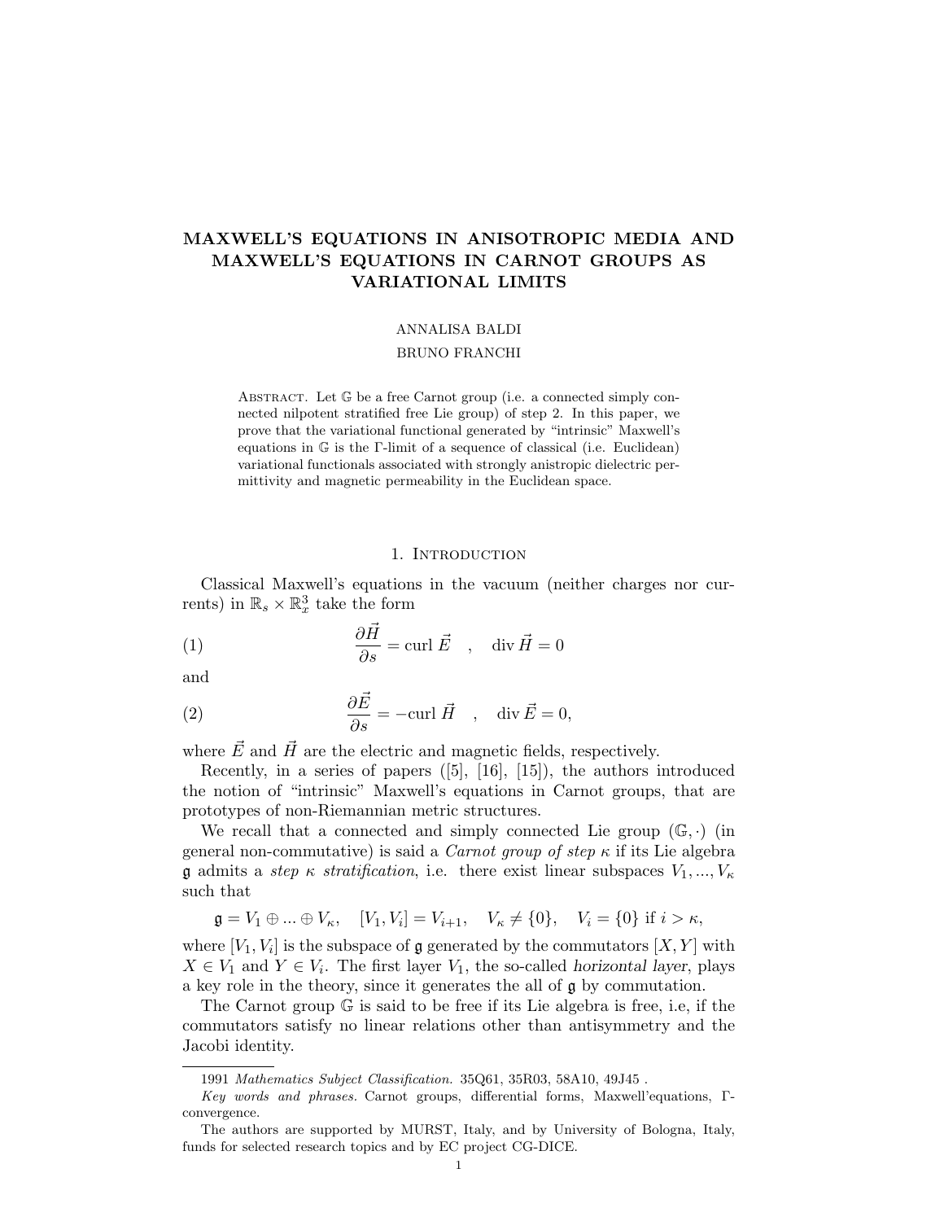# MAXWELL'S EQUATIONS IN ANISOTROPIC MEDIA AND MAXWELL'S EQUATIONS IN CARNOT GROUPS AS VARIATIONAL LIMITS

ANNALISA BALDI

BRUNO FRANCHI

Abstract. Let $\mathbb{G}$ be a free Carnot group (i.e. a connected simply connected nilpotent stratified free Lie group) of step 2. In this paper, we prove that the variational functional generated by "intrinsic" Maxwell's equations in $\mathbb{G}$ is the $\Gamma$-limit of a sequence of classical (i.e. Euclidean) variational functionals associated with strongly anistropic dielectric permittivity and magnetic permeability in the Euclidean space.

## 1. Introduction

Classical Maxwell's equations in the vacuum (neither charges nor currents) in $\mathbb{R}_s \times \mathbb{R}^3_x$ take the form

$$\frac{\partial \vec{H}}{\partial s} = \operatorname{curl} \vec{E} \quad , \quad \operatorname{div} \vec{H} = 0 \tag{1}$$

and

$$\frac{\partial \vec{E}}{\partial s} = -\operatorname{curl} \vec{H} \quad , \quad \operatorname{div} \vec{E} = 0, \tag{2}$$

where $\vec{E}$ and $\vec{H}$ are the electric and magnetic fields, respectively.

Recently, in a series of papers ([5], [16], [15]), the authors introduced the notion of "intrinsic" Maxwell's equations in Carnot groups, that are prototypes of non-Riemannian metric structures.

We recall that a connected and simply connected Lie group $(\mathbb{G}, \cdot)$ (in general non-commutative) is said a *Carnot group of step $\kappa$* if its Lie algebra $\mathfrak{g}$ admits a *step $\kappa$ stratification*, i.e. there exist linear subspaces $V_1, ..., V_\kappa$ such that

$$\mathfrak{g} = V_1 \oplus ... \oplus V_\kappa, \quad [V_1, V_i] = V_{i+1}, \quad V_\kappa \neq \{0\}, \quad V_i = \{0\} \text{ if } i > \kappa,$$

where $[V_1, V_i]$ is the subspace of $\mathfrak{g}$ generated by the commutators $[X, Y]$ with $X \in V_1$ and $Y \in V_i$. The first layer $V_1$, the so-called *horizontal layer*, plays a key role in the theory, since it generates the all of $\mathfrak{g}$ by commutation.

The Carnot group $\mathbb{G}$ is said to be free if its Lie algebra is free, i.e, if the commutators satisfy no linear relations other than antisymmetry and the Jacobi identity.

1991 *Mathematics Subject Classification.* 35Q61, 35R03, 58A10, 49J45 .

*Key words and phrases.* Carnot groups, differential forms, Maxwell'equations, $\Gamma$-convergence.

The authors are supported by MURST, Italy, and by University of Bologna, Italy, funds for selected research topics and by EC project CG-DICE.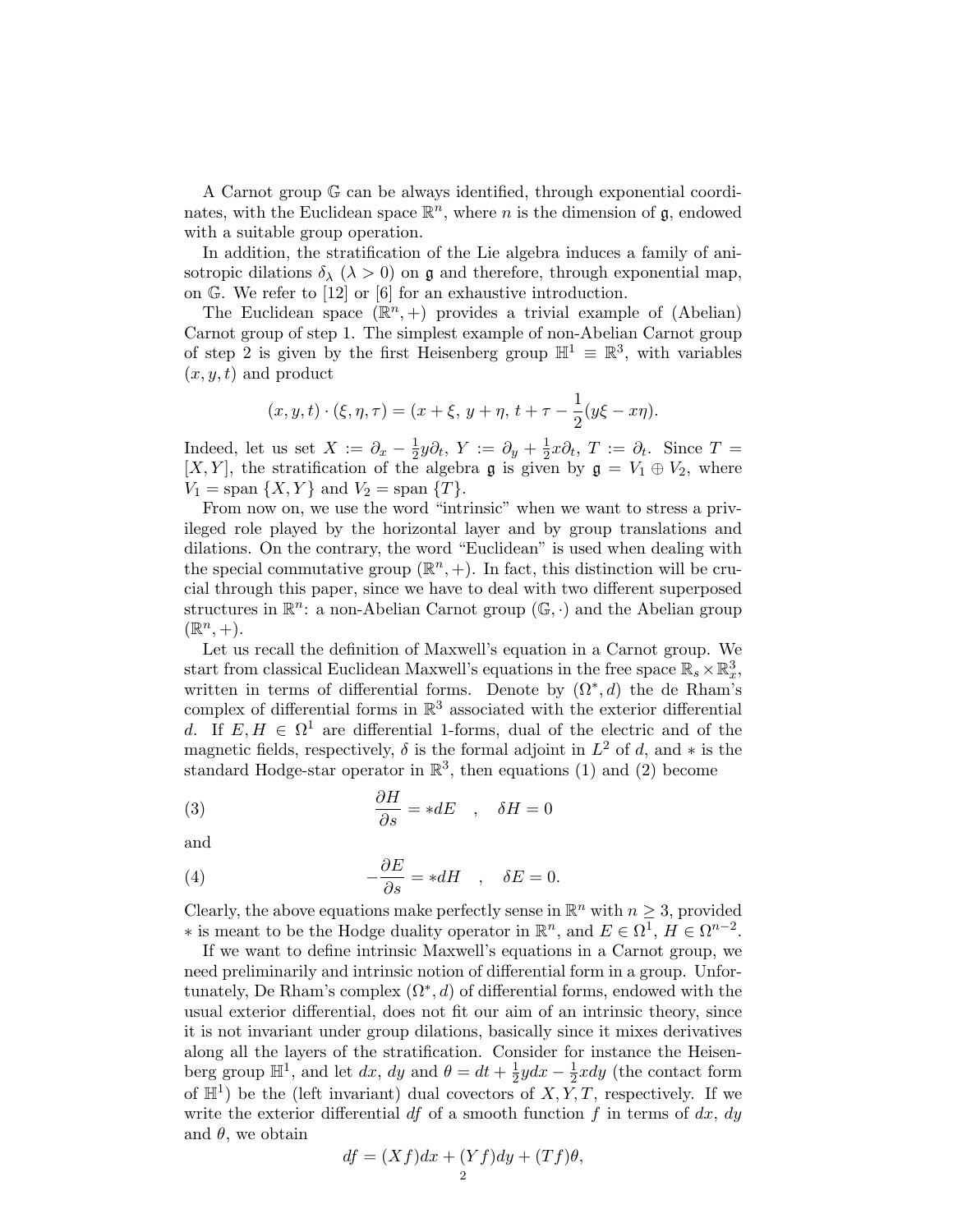A Carnot group $\mathbb{G}$ can be always identified, through exponential coordinates, with the Euclidean space $\mathbb{R}^n$, where $n$ is the dimension of $\mathfrak{g}$, endowed with a suitable group operation.

In addition, the stratification of the Lie algebra induces a family of anisotropic dilations $\delta_\lambda$ ($\lambda > 0$) on $\mathfrak{g}$ and therefore, through exponential map, on $\mathbb{G}$. We refer to [12] or [6] for an exhaustive introduction.

The Euclidean space $(\mathbb{R}^n, +)$ provides a trivial example of (Abelian) Carnot group of step 1. The simplest example of non-Abelian Carnot group of step 2 is given by the first Heisenberg group $\mathbb{H}^1 \equiv \mathbb{R}^3$, with variables $(x, y, t)$ and product

$$(x, y, t) \cdot (\xi, \eta, \tau) = (x + \xi,\ y + \eta,\ t + \tau - \frac{1}{2}(y\xi - x\eta).$$

Indeed, let us set $X := \partial_x - \frac{1}{2}y\partial_t$, $Y := \partial_y + \frac{1}{2}x\partial_t$, $T := \partial_t$. Since $T = [X, Y]$, the stratification of the algebra $\mathfrak{g}$ is given by $\mathfrak{g} = V_1 \oplus V_2$, where $V_1 = \text{span}\,\{X, Y\}$ and $V_2 = \text{span}\,\{T\}$.

From now on, we use the word "intrinsic" when we want to stress a privileged role played by the horizontal layer and by group translations and dilations. On the contrary, the word "Euclidean" is used when dealing with the special commutative group $(\mathbb{R}^n, +)$. In fact, this distinction will be crucial through this paper, since we have to deal with two different superposed structures in $\mathbb{R}^n$: a non-Abelian Carnot group $(\mathbb{G}, \cdot)$ and the Abelian group $(\mathbb{R}^n, +)$.

Let us recall the definition of Maxwell's equation in a Carnot group. We start from classical Euclidean Maxwell's equations in the free space $\mathbb{R}_s \times \mathbb{R}^3_x$, written in terms of differential forms. Denote by $(\Omega^*, d)$ the de Rham's complex of differential forms in $\mathbb{R}^3$ associated with the exterior differential $d$. If $E, H \in \Omega^1$ are differential 1-forms, dual of the electric and of the magnetic fields, respectively, $\delta$ is the formal adjoint in $L^2$ of $d$, and $*$ is the standard Hodge-star operator in $\mathbb{R}^3$, then equations (1) and (2) become

$$\frac{\partial H}{\partial s} = *dE \quad , \quad \delta H = 0 \tag{3}$$

and

$$-\frac{\partial E}{\partial s} = *dH \quad , \quad \delta E = 0. \tag{4}$$

Clearly, the above equations make perfectly sense in $\mathbb{R}^n$ with $n \geq 3$, provided $*$ is meant to be the Hodge duality operator in $\mathbb{R}^n$, and $E \in \Omega^1$, $H \in \Omega^{n-2}$.

If we want to define intrinsic Maxwell's equations in a Carnot group, we need preliminarily and intrinsic notion of differential form in a group. Unfortunately, De Rham's complex $(\Omega^*, d)$ of differential forms, endowed with the usual exterior differential, does not fit our aim of an intrinsic theory, since it is not invariant under group dilations, basically since it mixes derivatives along all the layers of the stratification. Consider for instance the Heisenberg group $\mathbb{H}^1$, and let $dx$, $dy$ and $\theta = dt + \frac{1}{2}ydx - \frac{1}{2}xdy$ (the contact form of $\mathbb{H}^1$) be the (left invariant) dual covectors of $X, Y, T$, respectively. If we write the exterior differential $df$ of a smooth function $f$ in terms of $dx$, $dy$ and $\theta$, we obtain

$$df = (Xf)dx + (Yf)dy + (Tf)\theta,$$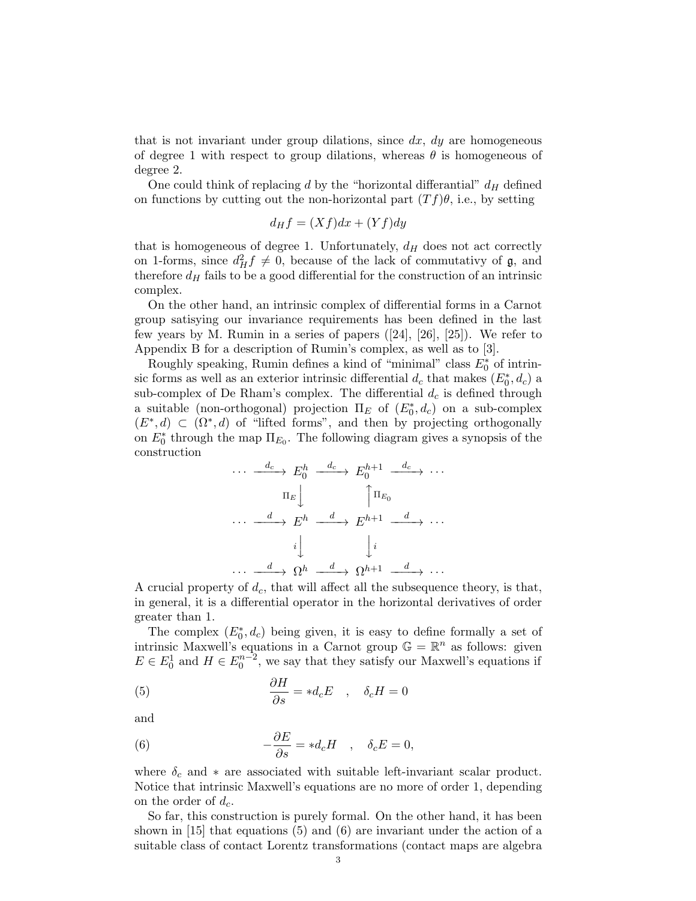that is not invariant under group dilations, since $dx$, $dy$ are homogeneous of degree 1 with respect to group dilations, whereas $\theta$ is homogeneous of degree 2.

One could think of replacing $d$ by the "horizontal differantial" $d_H$ defined on functions by cutting out the non-horizontal part $(Tf)\theta$, i.e., by setting

$$d_H f = (Xf)dx + (Yf)dy$$

that is homogeneous of degree 1. Unfortunately, $d_H$ does not act correctly on 1-forms, since $d_H^2 f \neq 0$, because of the lack of commutativy of $\mathfrak{g}$, and therefore $d_H$ fails to be a good differential for the construction of an intrinsic complex.

On the other hand, an intrinsic complex of differential forms in a Carnot group satisying our invariance requirements has been defined in the last few years by M. Rumin in a series of papers ([24], [26], [25]). We refer to Appendix B for a description of Rumin's complex, as well as to [3].

Roughly speaking, Rumin defines a kind of "minimal" class $E_0^*$ of intrinsic forms as well as an exterior intrinsic differential $d_c$ that makes $(E_0^*, d_c)$ a sub-complex of De Rham's complex. The differential $d_c$ is defined through a suitable (non-orthogonal) projection $\Pi_E$ of $(E_0^*, d_c)$ on a sub-complex $(E^*, d) \subset (\Omega^*, d)$ of "lifted forms", and then by projecting orthogonally on $E_0^*$ through the map $\Pi_{E_0}$. The following diagram gives a synopsis of the construction

$$\begin{array}{ccccccc}
\cdots & \xrightarrow{d_c} & E_0^h & \xrightarrow{d_c} & E_0^{h+1} & \xrightarrow{d_c} & \cdots \\
 & & \Pi_E \big\downarrow & & \big\uparrow \Pi_{E_0} & & \\
\cdots & \xrightarrow{d} & E^h & \xrightarrow{d} & E^{h+1} & \xrightarrow{d} & \cdots \\
 & & i \big\downarrow & & \big\downarrow i & & \\
\cdots & \xrightarrow{d} & \Omega^h & \xrightarrow{d} & \Omega^{h+1} & \xrightarrow{d} & \cdots
\end{array}$$

A crucial property of $d_c$, that will affect all the subsequence theory, is that, in general, it is a differential operator in the horizontal derivatives of order greater than 1.

The complex $(E_0^*, d_c)$ being given, it is easy to define formally a set of intrinsic Maxwell's equations in a Carnot group $\mathbb{G} = \mathbb{R}^n$ as follows: given $E \in E_0^1$ and $H \in E_0^{n-2}$, we say that they satisfy our Maxwell's equations if

$$\frac{\partial H}{\partial s} = *d_c E \quad , \quad \delta_c H = 0 \tag{5}$$

and

$$-\frac{\partial E}{\partial s} = *d_c H \quad , \quad \delta_c E = 0, \tag{6}$$

where $\delta_c$ and $*$ are associated with suitable left-invariant scalar product. Notice that intrinsic Maxwell's equations are no more of order 1, depending on the order of $d_c$.

So far, this construction is purely formal. On the other hand, it has been shown in [15] that equations (5) and (6) are invariant under the action of a suitable class of contact Lorentz transformations (contact maps are algebra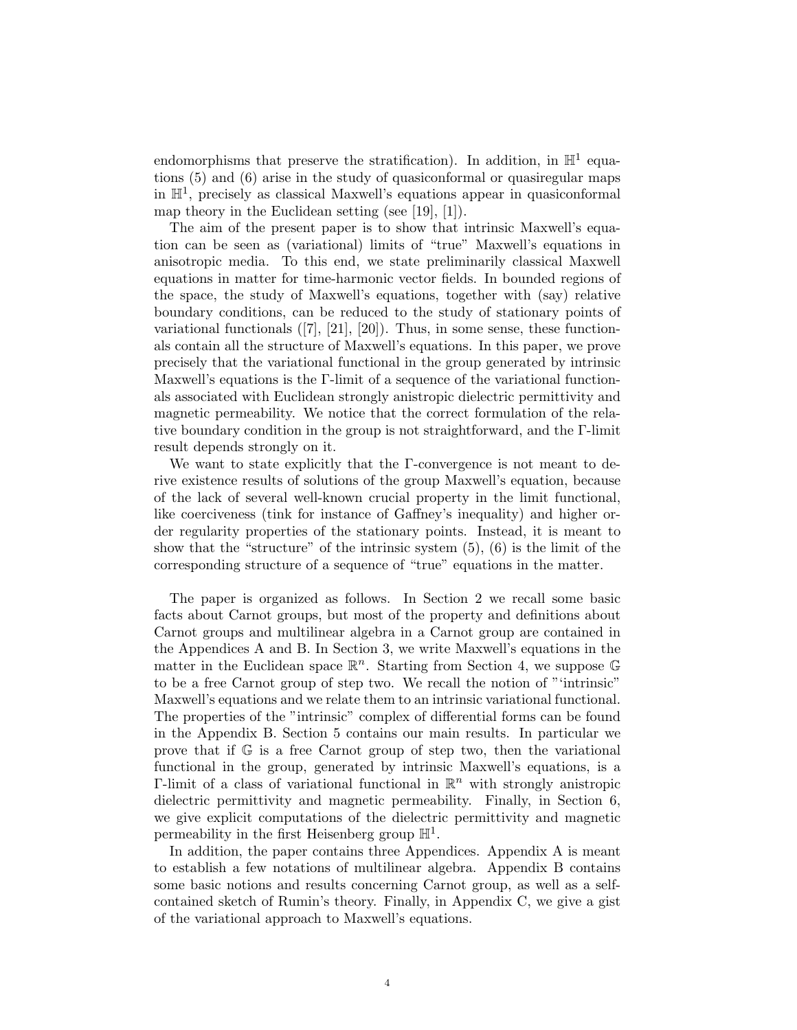endomorphisms that preserve the stratification). In addition, in $\mathbb{H}^1$ equations (5) and (6) arise in the study of quasiconformal or quasiregular maps in $\mathbb{H}^1$, precisely as classical Maxwell's equations appear in quasiconformal map theory in the Euclidean setting (see [19], [1]).

The aim of the present paper is to show that intrinsic Maxwell's equation can be seen as (variational) limits of "true" Maxwell's equations in anisotropic media. To this end, we state preliminarily classical Maxwell equations in matter for time-harmonic vector fields. In bounded regions of the space, the study of Maxwell's equations, together with (say) relative boundary conditions, can be reduced to the study of stationary points of variational functionals ([7], [21], [20]). Thus, in some sense, these functionals contain all the structure of Maxwell's equations. In this paper, we prove precisely that the variational functional in the group generated by intrinsic Maxwell's equations is the Γ-limit of a sequence of the variational functionals associated with Euclidean strongly anistropic dielectric permittivity and magnetic permeability. We notice that the correct formulation of the relative boundary condition in the group is not straightforward, and the Γ-limit result depends strongly on it.

We want to state explicitly that the Γ-convergence is not meant to derive existence results of solutions of the group Maxwell's equation, because of the lack of several well-known crucial property in the limit functional, like coerciveness (tink for instance of Gaffney's inequality) and higher order regularity properties of the stationary points. Instead, it is meant to show that the "structure" of the intrinsic system (5), (6) is the limit of the corresponding structure of a sequence of "true" equations in the matter.

The paper is organized as follows. In Section 2 we recall some basic facts about Carnot groups, but most of the property and definitions about Carnot groups and multilinear algebra in a Carnot group are contained in the Appendices A and B. In Section 3, we write Maxwell's equations in the matter in the Euclidean space $\mathbb{R}^n$. Starting from Section 4, we suppose $\mathbb{G}$ to be a free Carnot group of step two. We recall the notion of "'intrinsic" Maxwell's equations and we relate them to an intrinsic variational functional. The properties of the "intrinsic" complex of differential forms can be found in the Appendix B. Section 5 contains our main results. In particular we prove that if $\mathbb{G}$ is a free Carnot group of step two, then the variational functional in the group, generated by intrinsic Maxwell's equations, is a Γ-limit of a class of variational functional in $\mathbb{R}^n$ with strongly anistropic dielectric permittivity and magnetic permeability. Finally, in Section 6, we give explicit computations of the dielectric permittivity and magnetic permeability in the first Heisenberg group $\mathbb{H}^1$.

In addition, the paper contains three Appendices. Appendix A is meant to establish a few notations of multilinear algebra. Appendix B contains some basic notions and results concerning Carnot group, as well as a self-contained sketch of Rumin's theory. Finally, in Appendix C, we give a gist of the variational approach to Maxwell's equations.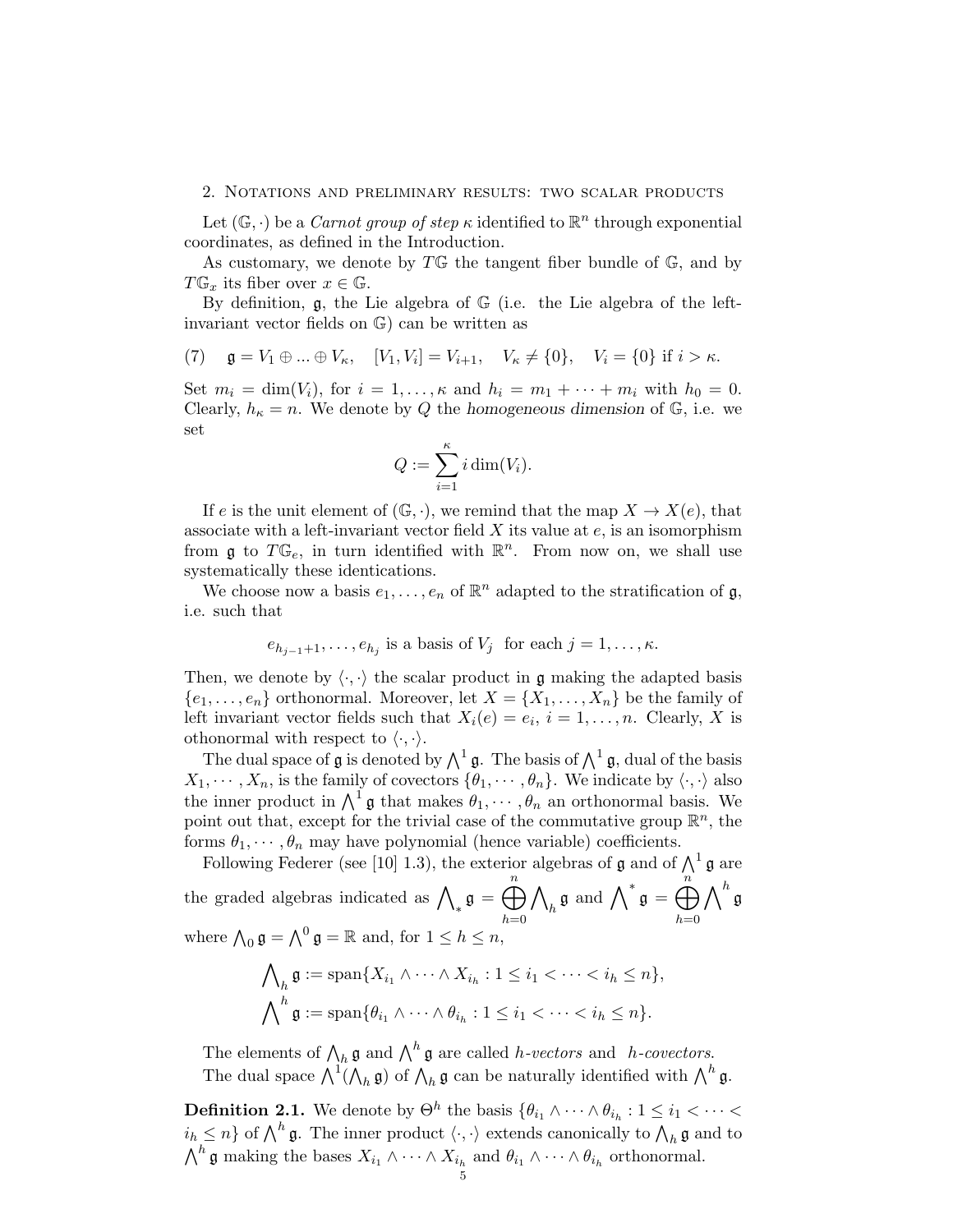## 2. Notations and preliminary results: two scalar products

Let $(\mathbb{G}, \cdot)$ be a *Carnot group of step* $\kappa$ identified to $\mathbb{R}^n$ through exponential coordinates, as defined in the Introduction.

As customary, we denote by $T\mathbb{G}$ the tangent fiber bundle of $\mathbb{G}$, and by $T\mathbb{G}_x$ its fiber over $x \in \mathbb{G}$.

By definition, $\mathfrak{g}$, the Lie algebra of $\mathbb{G}$ (i.e. the Lie algebra of the left-invariant vector fields on $\mathbb{G}$) can be written as

$$\mathfrak{g} = V_1 \oplus ... \oplus V_\kappa, \quad [V_1, V_i] = V_{i+1}, \quad V_\kappa \neq \{0\}, \quad V_i = \{0\} \text{ if } i > \kappa. \tag{7}$$

Set $m_i = \dim(V_i)$, for $i = 1, \dots, \kappa$ and $h_i = m_1 + \cdots + m_i$ with $h_0 = 0$. Clearly, $h_\kappa = n$. We denote by $Q$ the *homogeneous dimension* of $\mathbb{G}$, i.e. we set

$$Q := \sum_{i=1}^{\kappa} i \dim(V_i).$$

If $e$ is the unit element of $(\mathbb{G}, \cdot)$, we remind that the map $X \to X(e)$, that associate with a left-invariant vector field $X$ its value at $e$, is an isomorphism from $\mathfrak{g}$ to $T\mathbb{G}_e$, in turn identified with $\mathbb{R}^n$. From now on, we shall use systematically these identications.

We choose now a basis $e_1, \dots, e_n$ of $\mathbb{R}^n$ adapted to the stratification of $\mathfrak{g}$, i.e. such that

$$e_{h_{j-1}+1}, \dots, e_{h_j} \text{ is a basis of } V_j \text{ for each } j = 1, \dots, \kappa.$$

Then, we denote by $\langle \cdot, \cdot \rangle$ the scalar product in $\mathfrak{g}$ making the adapted basis $\{e_1, \dots, e_n\}$ orthonormal. Moreover, let $X = \{X_1, \dots, X_n\}$ be the family of left invariant vector fields such that $X_i(e) = e_i$, $i = 1, \dots, n$. Clearly, $X$ is othonormal with respect to $\langle \cdot, \cdot \rangle$.

The dual space of $\mathfrak{g}$ is denoted by $\bigwedge^1 \mathfrak{g}$. The basis of $\bigwedge^1 \mathfrak{g}$, dual of the basis $X_1, \cdots, X_n$, is the family of covectors $\{\theta_1, \cdots, \theta_n\}$. We indicate by $\langle \cdot, \cdot \rangle$ also the inner product in $\bigwedge^1 \mathfrak{g}$ that makes $\theta_1, \cdots, \theta_n$ an orthonormal basis. We point out that, except for the trivial case of the commutative group $\mathbb{R}^n$, the forms $\theta_1, \cdots, \theta_n$ may have polynomial (hence variable) coefficients.

Following Federer (see [10] 1.3), the exterior algebras of $\mathfrak{g}$ and of $\bigwedge^1 \mathfrak{g}$ are the graded algebras indicated as $\bigwedge_* \mathfrak{g} = \bigoplus_{h=0}^{n} \bigwedge_h \mathfrak{g}$ and $\bigwedge^* \mathfrak{g} = \bigoplus_{h=0}^{n} \bigwedge^h \mathfrak{g}$ where $\bigwedge_0 \mathfrak{g} = \bigwedge^0 \mathfrak{g} = \mathbb{R}$ and, for $1 \le h \le n$,

$$\bigwedge\nolimits_h \mathfrak{g} := \text{span}\{X_{i_1} \wedge \cdots \wedge X_{i_h} : 1 \le i_1 < \cdots < i_h \le n\},$$

$$\bigwedge\nolimits^h \mathfrak{g} := \text{span}\{\theta_{i_1} \wedge \cdots \wedge \theta_{i_h} : 1 \le i_1 < \cdots < i_h \le n\}.$$

The elements of $\bigwedge_h \mathfrak{g}$ and $\bigwedge^h \mathfrak{g}$ are called *h-vectors* and *h-covectors*.

The dual space $\bigwedge^1(\bigwedge_h \mathfrak{g})$ of $\bigwedge_h \mathfrak{g}$ can be naturally identified with $\bigwedge^h \mathfrak{g}$.

**Definition 2.1.** We denote by $\Theta^h$ the basis $\{\theta_{i_1} \wedge \cdots \wedge \theta_{i_h} : 1 \le i_1 < \cdots < i_h \le n\}$ of $\bigwedge^h \mathfrak{g}$. The inner product $\langle \cdot, \cdot \rangle$ extends canonically to $\bigwedge_h \mathfrak{g}$ and to $\bigwedge^h \mathfrak{g}$ making the bases $X_{i_1} \wedge \cdots \wedge X_{i_h}$ and $\theta_{i_1} \wedge \cdots \wedge \theta_{i_h}$ orthonormal.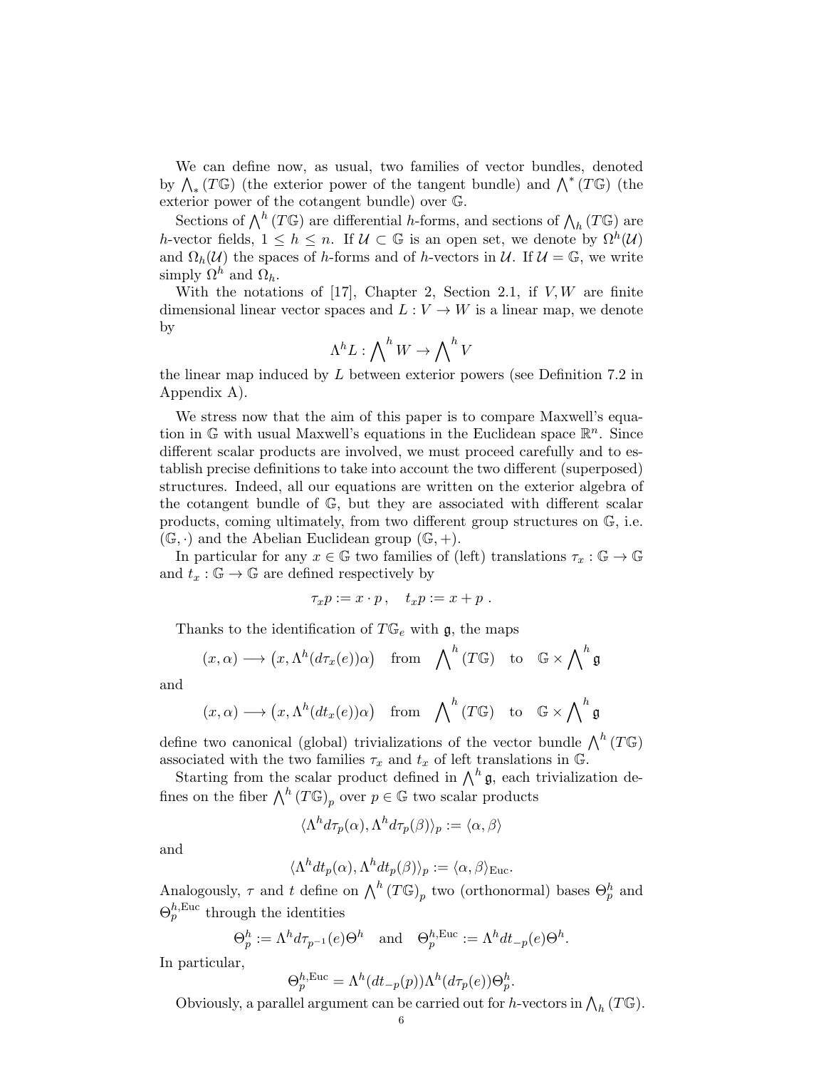We can define now, as usual, two families of vector bundles, denoted by $\bigwedge_*(T\mathbb{G})$ (the exterior power of the tangent bundle) and $\bigwedge^*(T\mathbb{G})$ (the exterior power of the cotangent bundle) over $\mathbb{G}$.

Sections of $\bigwedge^h(T\mathbb{G})$ are differential $h$-forms, and sections of $\bigwedge_h(T\mathbb{G})$ are $h$-vector fields, $1 \le h \le n$. If $\mathcal{U} \subset \mathbb{G}$ is an open set, we denote by $\Omega^h(\mathcal{U})$ and $\Omega_h(\mathcal{U})$ the spaces of $h$-forms and of $h$-vectors in $\mathcal{U}$. If $\mathcal{U} = \mathbb{G}$, we write simply $\Omega^h$ and $\Omega_h$.

With the notations of [17], Chapter 2, Section 2.1, if $V, W$ are finite dimensional linear vector spaces and $L : V \to W$ is a linear map, we denote by

$$\Lambda^h L : \bigwedge^h W \to \bigwedge^h V$$

the linear map induced by $L$ between exterior powers (see Definition 7.2 in Appendix A).

We stress now that the aim of this paper is to compare Maxwell's equation in $\mathbb{G}$ with usual Maxwell's equations in the Euclidean space $\mathbb{R}^n$. Since different scalar products are involved, we must proceed carefully and to establish precise definitions to take into account the two different (superposed) structures. Indeed, all our equations are written on the exterior algebra of the cotangent bundle of $\mathbb{G}$, but they are associated with different scalar products, coming ultimately, from two different group structures on $\mathbb{G}$, i.e. $(\mathbb{G}, \cdot)$ and the Abelian Euclidean group $(\mathbb{G}, +)$.

In particular for any $x \in \mathbb{G}$ two families of (left) translations $\tau_x : \mathbb{G} \to \mathbb{G}$ and $t_x : \mathbb{G} \to \mathbb{G}$ are defined respectively by

$$\tau_x p := x \cdot p, \quad t_x p := x + p\ .$$

Thanks to the identification of $T\mathbb{G}_e$ with $\mathfrak{g}$, the maps

$$(x, \alpha) \longrightarrow \big(x, \Lambda^h(d\tau_x(e))\alpha\big) \quad \text{from} \quad \bigwedge^h(T\mathbb{G}) \quad \text{to} \quad \mathbb{G} \times \bigwedge^h \mathfrak{g}$$

and

$$(x, \alpha) \longrightarrow \big(x, \Lambda^h(dt_x(e))\alpha\big) \quad \text{from} \quad \bigwedge^h(T\mathbb{G}) \quad \text{to} \quad \mathbb{G} \times \bigwedge^h \mathfrak{g}$$

define two canonical (global) trivializations of the vector bundle $\bigwedge^h(T\mathbb{G})$ associated with the two families $\tau_x$ and $t_x$ of left translations in $\mathbb{G}$.

Starting from the scalar product defined in $\bigwedge^h \mathfrak{g}$, each trivialization defines on the fiber $\bigwedge^h(T\mathbb{G})_p$ over $p \in \mathbb{G}$ two scalar products

$$\langle \Lambda^h d\tau_p(\alpha), \Lambda^h d\tau_p(\beta)\rangle_p := \langle \alpha, \beta\rangle$$

and

$$\langle \Lambda^h dt_p(\alpha), \Lambda^h dt_p(\beta)\rangle_p := \langle \alpha, \beta\rangle_{\mathrm{Euc}}.$$

Analogously, $\tau$ and $t$ define on $\bigwedge^h(T\mathbb{G})_p$ two (orthonormal) bases $\Theta^h_p$ and $\Theta^{h,\mathrm{Euc}}_p$ through the identities

$$\Theta^h_p := \Lambda^h d\tau_{p^{-1}}(e)\Theta^h \quad \text{and} \quad \Theta^{h,\mathrm{Euc}}_p := \Lambda^h dt_{-p}(e)\Theta^h.$$

In particular,

$$\Theta^{h,\mathrm{Euc}}_p = \Lambda^h(dt_{-p}(p))\Lambda^h(d\tau_p(e))\Theta^h_p.$$

Obviously, a parallel argument can be carried out for $h$-vectors in $\bigwedge_h(T\mathbb{G})$.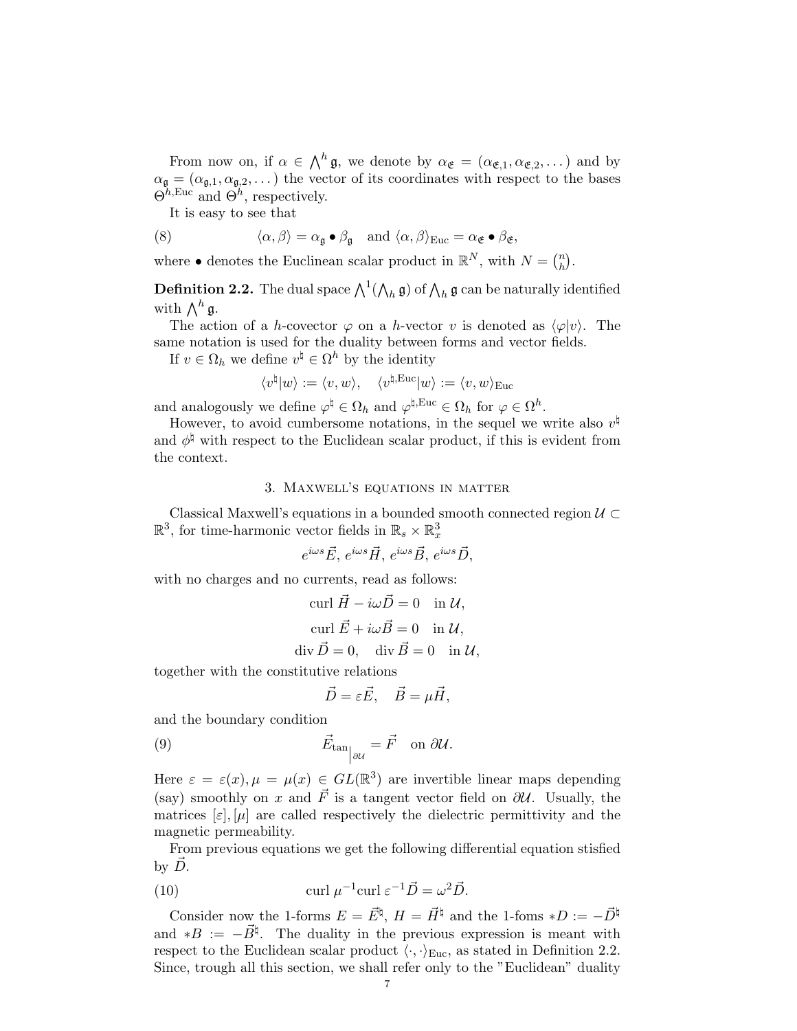From now on, if $\alpha \in \bigwedge^h \mathfrak{g}$, we denote by $\alpha_{\mathfrak{E}} = (\alpha_{\mathfrak{E},1}, \alpha_{\mathfrak{E},2}, \dots)$ and by $\alpha_{\mathfrak{g}} = (\alpha_{\mathfrak{g},1}, \alpha_{\mathfrak{g},2}, \dots)$ the vector of its coordinates with respect to the bases $\Theta^{h,\mathrm{Euc}}$ and $\Theta^h$, respectively.

It is easy to see that

$$\langle \alpha, \beta \rangle = \alpha_{\mathfrak{g}} \bullet \beta_{\mathfrak{g}} \quad \text{and } \langle \alpha, \beta \rangle_{\mathrm{Euc}} = \alpha_{\mathfrak{E}} \bullet \beta_{\mathfrak{E}}, \tag{8}$$

where $\bullet$ denotes the Euclinean scalar product in $\mathbb{R}^N$, with $N = \binom{n}{h}$.

**Definition 2.2.** The dual space $\bigwedge^1(\bigwedge_h \mathfrak{g})$ of $\bigwedge_h \mathfrak{g}$ can be naturally identified with $\bigwedge^h \mathfrak{g}$.

The action of a $h$-covector $\varphi$ on a $h$-vector $v$ is denoted as $\langle \varphi | v \rangle$. The same notation is used for the duality between forms and vector fields.

If $v \in \Omega_h$ we define $v^\natural \in \Omega^h$ by the identity

$$\langle v^\natural | w \rangle := \langle v, w \rangle, \quad \langle v^{\natural,\mathrm{Euc}} | w \rangle := \langle v, w \rangle_{\mathrm{Euc}}$$

and analogously we define $\varphi^\natural \in \Omega_h$ and $\varphi^{\natural,\mathrm{Euc}} \in \Omega_h$ for $\varphi \in \Omega^h$.

However, to avoid cumbersome notations, in the sequel we write also $v^\natural$ and $\phi^\natural$ with respect to the Euclidean scalar product, if this is evident from the context.

## 3. Maxwell's equations in matter

Classical Maxwell's equations in a bounded smooth connected region $\mathcal{U} \subset \mathbb{R}^3$, for time-harmonic vector fields in $\mathbb{R}_s \times \mathbb{R}^3_x$

$$e^{i\omega s}\vec{E},\, e^{i\omega s}\vec{H},\, e^{i\omega s}\vec{B},\, e^{i\omega s}\vec{D},$$

with no charges and no currents, read as follows:

$$\mathrm{curl}\, \vec{H} - i\omega\vec{D} = 0 \quad \text{in } \mathcal{U},$$

$$\mathrm{curl}\, \vec{E} + i\omega\vec{B} = 0 \quad \text{in } \mathcal{U},$$

$$\mathrm{div}\, \vec{D} = 0, \quad \mathrm{div}\, \vec{B} = 0 \quad \text{in } \mathcal{U},$$

together with the constitutive relations

$$\vec{D} = \varepsilon\vec{E}, \quad \vec{B} = \mu\vec{H},$$

and the boundary condition

$$\vec{E}_{\tan}\Big|_{\partial\mathcal{U}} = \vec{F} \quad \text{on } \partial\mathcal{U}. \tag{9}$$

Here $\varepsilon = \varepsilon(x), \mu = \mu(x) \in GL(\mathbb{R}^3)$ are invertible linear maps depending (say) smoothly on $x$ and $\vec{F}$ is a tangent vector field on $\partial\mathcal{U}$. Usually, the matrices $[\varepsilon], [\mu]$ are called respectively the dielectric permittivity and the magnetic permeability.

From previous equations we get the following differential equation stisfied by $\vec{D}$.

$$\mathrm{curl}\, \mu^{-1}\mathrm{curl}\, \varepsilon^{-1}\vec{D} = \omega^2\vec{D}. \tag{10}$$

Consider now the 1-forms $E = \vec{E}^\natural$, $H = \vec{H}^\natural$ and the 1-foms $*D := -\vec{D}^\natural$ and $*B := -\vec{B}^\natural$. The duality in the previous expression is meant with respect to the Euclidean scalar product $\langle \cdot, \cdot \rangle_{\mathrm{Euc}}$, as stated in Definition 2.2. Since, trough all this section, we shall refer only to the "Euclidean" duality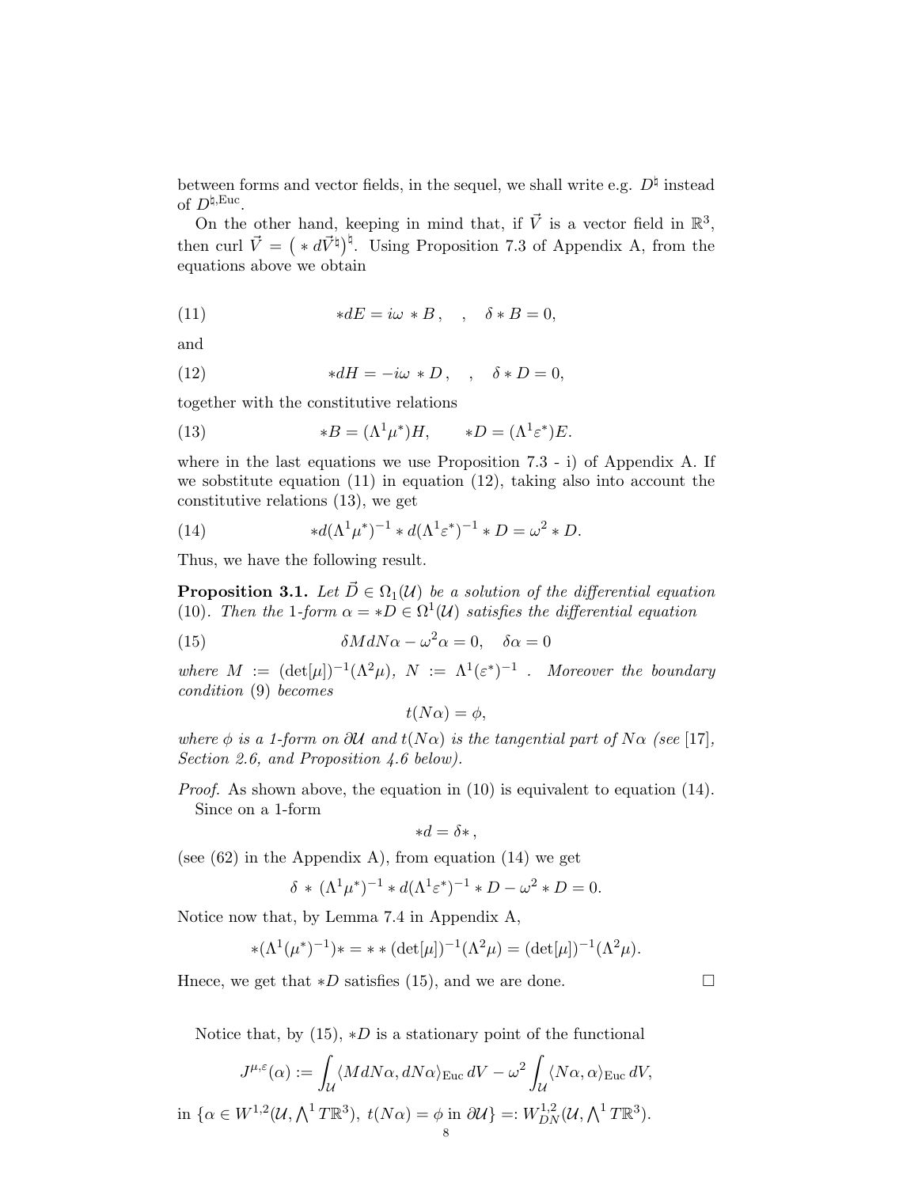between forms and vector fields, in the sequel, we shall write e.g. $D^\natural$ instead of $D^{\natural,\mathrm{Euc}}$.

On the other hand, keeping in mind that, if $\vec{V}$ is a vector field in $\mathbb{R}^3$, then curl $\vec{V} = \big( * d\vec{V}^\natural \big)^\natural$. Using Proposition 7.3 of Appendix A, from the equations above we obtain

$$*dE = i\omega * B\,, \quad , \quad \delta * B = 0, \tag{11}$$

and

$$*dH = -i\omega * D\,, \quad , \quad \delta * D = 0, \tag{12}$$

together with the constitutive relations

$$*B = (\Lambda^1 \mu^*) H, \qquad *D = (\Lambda^1 \varepsilon^*) E. \tag{13}$$

where in the last equations we use Proposition 7.3 - i) of Appendix A. If we sobstitute equation (11) in equation (12), taking also into account the constitutive relations (13), we get

$$*d(\Lambda^1 \mu^*)^{-1} * d(\Lambda^1 \varepsilon^*)^{-1} * D = \omega^2 * D. \tag{14}$$

Thus, we have the following result.

**Proposition 3.1.** *Let $\vec{D} \in \Omega_1(\mathcal{U})$ be a solution of the differential equation (10). Then the 1-form $\alpha = *D \in \Omega^1(\mathcal{U})$ satisfies the differential equation*

$$\delta M d N \alpha - \omega^2 \alpha = 0, \quad \delta \alpha = 0 \tag{15}$$

*where $M := (\det[\mu])^{-1}(\Lambda^2 \mu)$, $N := \Lambda^1(\varepsilon^*)^{-1}$ . Moreover the boundary condition (9) becomes*

$$t(N\alpha) = \phi,$$

*where $\phi$ is a 1-form on $\partial\mathcal{U}$ and $t(N\alpha)$ is the tangential part of $N\alpha$ (see [17], Section 2.6, and Proposition 4.6 below).*

*Proof.* As shown above, the equation in (10) is equivalent to equation (14).

Since on a 1-form

$$*d = \delta *\,,$$

(see (62) in the Appendix A), from equation (14) we get

$$\delta * (\Lambda^1 \mu^*)^{-1} * d(\Lambda^1 \varepsilon^*)^{-1} * D - \omega^2 * D = 0.$$

Notice now that, by Lemma 7.4 in Appendix A,

$$*(\Lambda^1(\mu^*)^{-1}) * = * * (\det[\mu])^{-1}(\Lambda^2 \mu) = (\det[\mu])^{-1}(\Lambda^2 \mu).$$

Hnece, we get that $*D$ satisfies (15), and we are done. $\square$

Notice that, by (15), $*D$ is a stationary point of the functional

$$J^{\mu,\varepsilon}(\alpha) := \int_{\mathcal{U}} \langle M dN\alpha, dN\alpha \rangle_{\mathrm{Euc}}\, dV - \omega^2 \int_{\mathcal{U}} \langle N\alpha, \alpha \rangle_{\mathrm{Euc}}\, dV,$$

in $\{\alpha \in W^{1,2}(\mathcal{U}, \bigwedge^1 T\mathbb{R}^3),\ t(N\alpha) = \phi \text{ in } \partial\mathcal{U}\} =: W^{1,2}_{DN}(\mathcal{U}, \bigwedge^1 T\mathbb{R}^3)$.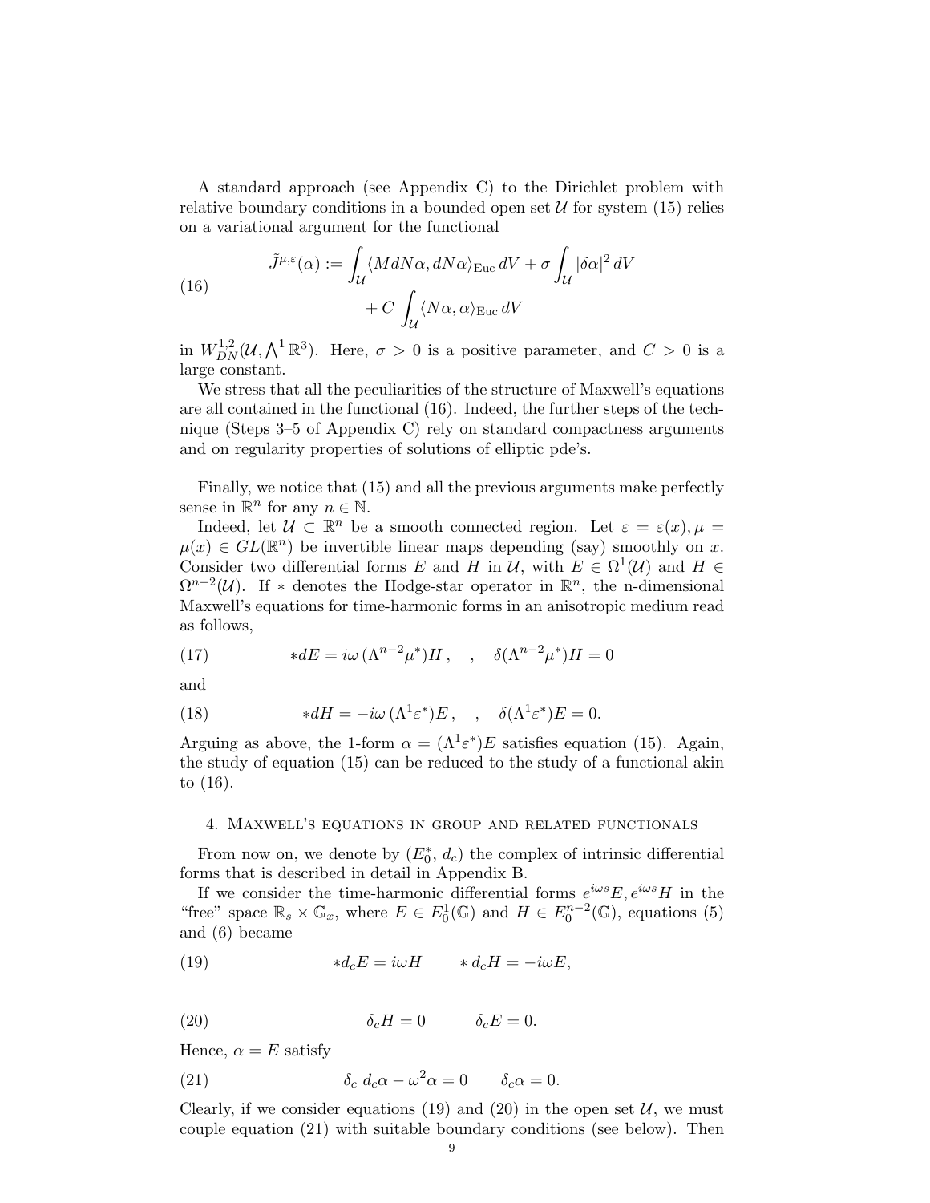A standard approach (see Appendix C) to the Dirichlet problem with relative boundary conditions in a bounded open set $\mathcal{U}$ for system (15) relies on a variational argument for the functional

$$
\tilde{J}^{\mu,\varepsilon}(\alpha) := \int_{\mathcal{U}} \langle M dN\alpha, dN\alpha\rangle_{\text{Euc}}\, dV + \sigma \int_{\mathcal{U}} |\delta\alpha|^2\, dV + C \int_{\mathcal{U}} \langle N\alpha, \alpha\rangle_{\text{Euc}}\, dV \tag{16}
$$

in $W^{1,2}_{DN}(\mathcal{U}, \bigwedge^1 \mathbb{R}^3)$. Here, $\sigma > 0$ is a positive parameter, and $C > 0$ is a large constant.

We stress that all the peculiarities of the structure of Maxwell's equations are all contained in the functional (16). Indeed, the further steps of the technique (Steps 3–5 of Appendix C) rely on standard compactness arguments and on regularity properties of solutions of elliptic pde's.

Finally, we notice that (15) and all the previous arguments make perfectly sense in $\mathbb{R}^n$ for any $n \in \mathbb{N}$.

Indeed, let $\mathcal{U} \subset \mathbb{R}^n$ be a smooth connected region. Let $\varepsilon = \varepsilon(x), \mu = \mu(x) \in GL(\mathbb{R}^n)$ be invertible linear maps depending (say) smoothly on $x$. Consider two differential forms $E$ and $H$ in $\mathcal{U}$, with $E \in \Omega^1(\mathcal{U})$ and $H \in \Omega^{n-2}(\mathcal{U})$. If $*$ denotes the Hodge-star operator in $\mathbb{R}^n$, the n-dimensional Maxwell's equations for time-harmonic forms in an anisotropic medium read as follows,

$$
*dE = i\omega\, (\Lambda^{n-2}\mu^*)H \,, \quad , \quad \delta(\Lambda^{n-2}\mu^*)H = 0 \tag{17}
$$

and

$$
*dH = -i\omega\, (\Lambda^{1}\varepsilon^*)E \,, \quad , \quad \delta(\Lambda^{1}\varepsilon^*)E = 0. \tag{18}
$$

Arguing as above, the 1-form $\alpha = (\Lambda^1\varepsilon^*)E$ satisfies equation (15). Again, the study of equation (15) can be reduced to the study of a functional akin to (16).

## 4. Maxwell's equations in group and related functionals

From now on, we denote by $(E_0^*, d_c)$ the complex of intrinsic differential forms that is described in detail in Appendix B.

If we consider the time-harmonic differential forms $e^{i\omega s}E, e^{i\omega s}H$ in the "free" space $\mathbb{R}_s \times \mathbb{G}_x$, where $E \in E_0^1(\mathbb{G})$ and $H \in E_0^{n-2}(\mathbb{G})$, equations (5) and (6) became

$$
*d_c E = i\omega H \qquad * d_c H = -i\omega E, \tag{19}
$$

$$
\delta_c H = 0 \qquad \delta_c E = 0. \tag{20}
$$

Hence, $\alpha = E$ satisfy

$$
\delta_c\, d_c\alpha - \omega^2\alpha = 0 \qquad \delta_c\alpha = 0. \tag{21}
$$

Clearly, if we consider equations (19) and (20) in the open set $\mathcal{U}$, we must couple equation (21) with suitable boundary conditions (see below). Then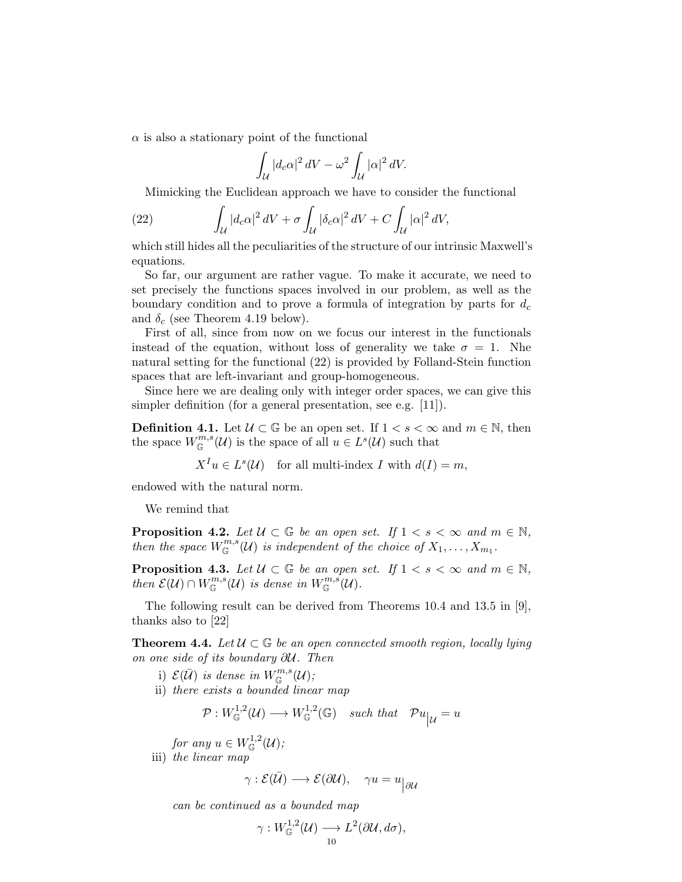$\alpha$ is also a stationary point of the functional

$$\int_{\mathcal{U}} |d_c\alpha|^2 \, dV - \omega^2 \int_{\mathcal{U}} |\alpha|^2 \, dV.$$

Mimicking the Euclidean approach we have to consider the functional

$$\int_{\mathcal{U}} |d_c\alpha|^2 \, dV + \sigma \int_{\mathcal{U}} |\delta_c\alpha|^2 \, dV + C \int_{\mathcal{U}} |\alpha|^2 \, dV, \tag{22}$$

which still hides all the peculiarities of the structure of our intrinsic Maxwell's equations.

So far, our argument are rather vague. To make it accurate, we need to set precisely the functions spaces involved in our problem, as well as the boundary condition and to prove a formula of integration by parts for $d_c$ and $\delta_c$ (see Theorem 4.19 below).

First of all, since from now on we focus our interest in the functionals instead of the equation, without loss of generality we take $\sigma = 1$. Nhe natural setting for the functional (22) is provided by Folland-Stein function spaces that are left-invariant and group-homogeneous.

Since here we are dealing only with integer order spaces, we can give this simpler definition (for a general presentation, see e.g. [11]).

**Definition 4.1.** Let $\mathcal{U} \subset \mathbb{G}$ be an open set. If $1 < s < \infty$ and $m \in \mathbb{N}$, then the space $W^{m,s}_{\mathbb{G}}(\mathcal{U})$ is the space of all $u \in L^s(\mathcal{U})$ such that

$$X^I u \in L^s(\mathcal{U}) \quad \text{for all multi-index } I \text{ with } d(I) = m,$$

endowed with the natural norm.

We remind that

**Proposition 4.2.** *Let $\mathcal{U} \subset \mathbb{G}$ be an open set. If $1 < s < \infty$ and $m \in \mathbb{N}$, then the space $W^{m,s}_{\mathbb{G}}(\mathcal{U})$ is independent of the choice of $X_1, \dots, X_{m_1}$.*

**Proposition 4.3.** *Let $\mathcal{U} \subset \mathbb{G}$ be an open set. If $1 < s < \infty$ and $m \in \mathbb{N}$, then $\mathcal{E}(\mathcal{U}) \cap W^{m,s}_{\mathbb{G}}(\mathcal{U})$ is dense in $W^{m,s}_{\mathbb{G}}(\mathcal{U})$.*

The following result can be derived from Theorems 10.4 and 13.5 in [9], thanks also to [22]

**Theorem 4.4.** *Let $\mathcal{U} \subset \mathbb{G}$ be an open connected smooth region, locally lying on one side of its boundary $\partial\mathcal{U}$. Then*

i) *$\mathcal{E}(\bar{\mathcal{U}})$ is dense in $W^{m,s}_{\mathbb{G}}(\mathcal{U})$;*

ii) *there exists a bounded linear map*

$$\mathcal{P} : W^{1,2}_{\mathbb{G}}(\mathcal{U}) \longrightarrow W^{1,2}_{\mathbb{G}}(\mathbb{G}) \quad \text{such that} \quad \mathcal{P}u_{\big|\mathcal{U}} = u$$

*for any $u \in W^{1,2}_{\mathbb{G}}(\mathcal{U})$;*

iii) *the linear map*

$$\gamma : \mathcal{E}(\bar{\mathcal{U}}) \longrightarrow \mathcal{E}(\partial\mathcal{U}), \quad \gamma u = u_{\big|\partial\mathcal{U}}$$

*can be continued as a bounded map*

$$\gamma : W^{1,2}_{\mathbb{G}}(\mathcal{U}) \longrightarrow L^2(\partial\mathcal{U}, d\sigma),$$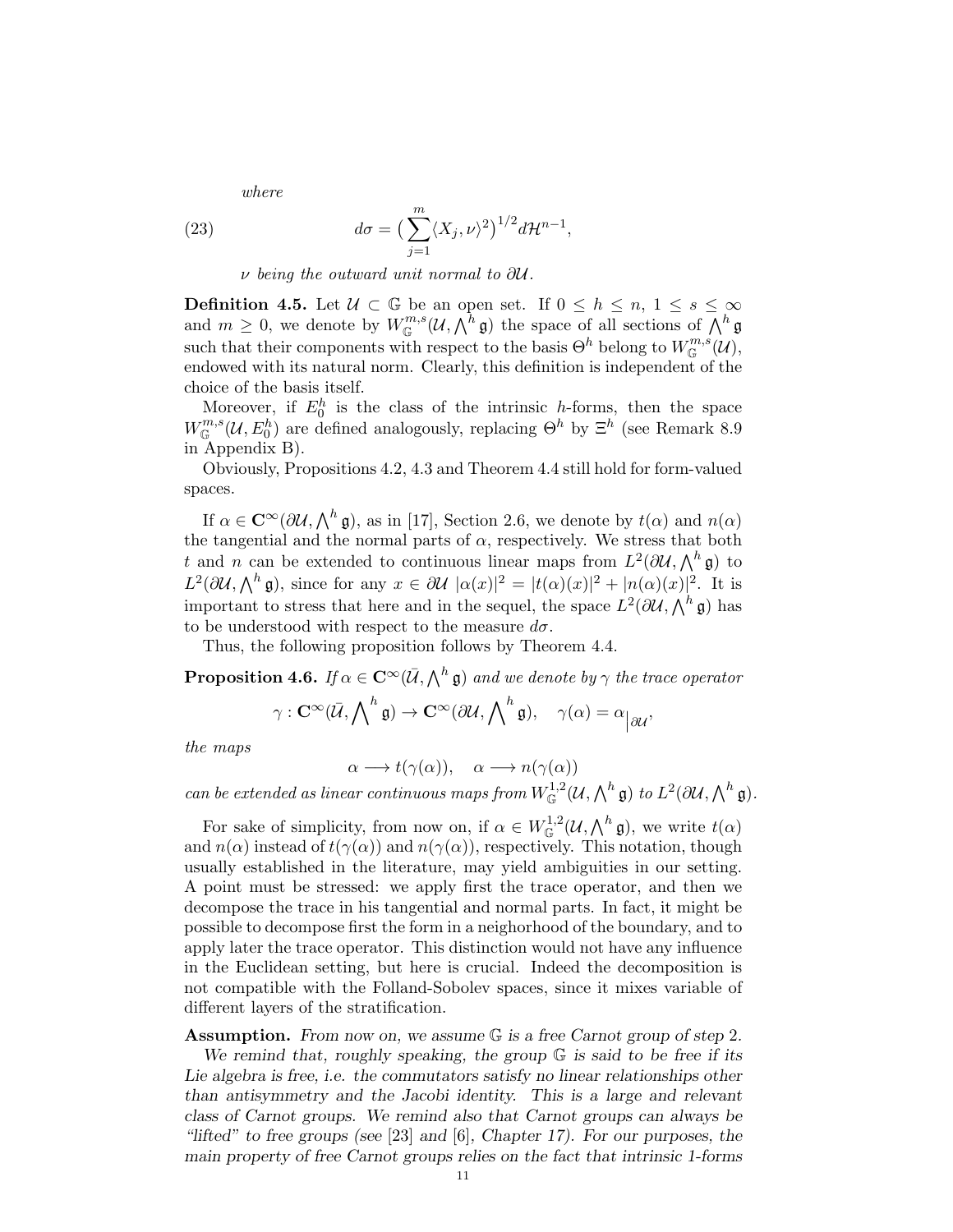*where*

$$d\sigma = \Big(\sum_{j=1}^{m} \langle X_j, \nu\rangle^2\Big)^{1/2} d\mathcal{H}^{n-1}, \tag{23}$$

*$\nu$ being the outward unit normal to $\partial\mathcal{U}$.*

**Definition 4.5.** Let $\mathcal{U} \subset \mathbb{G}$ be an open set. If $0 \le h \le n$, $1 \le s \le \infty$ and $m \ge 0$, we denote by $W^{m,s}_{\mathbb{G}}(\mathcal{U}, \bigwedge^h \mathfrak{g})$ the space of all sections of $\bigwedge^h \mathfrak{g}$ such that their components with respect to the basis $\Theta^h$ belong to $W^{m,s}_{\mathbb{G}}(\mathcal{U})$, endowed with its natural norm. Clearly, this definition is independent of the choice of the basis itself.

Moreover, if $E_0^h$ is the class of the intrinsic $h$-forms, then the space $W^{m,s}_{\mathbb{G}}(\mathcal{U}, E_0^h)$ are defined analogously, replacing $\Theta^h$ by $\Xi^h$ (see Remark 8.9 in Appendix B).

Obviously, Propositions 4.2, 4.3 and Theorem 4.4 still hold for form-valued spaces.

If $\alpha \in \mathbf{C}^\infty(\partial\mathcal{U}, \bigwedge^h \mathfrak{g})$, as in [17], Section 2.6, we denote by $t(\alpha)$ and $n(\alpha)$ the tangential and the normal parts of $\alpha$, respectively. We stress that both $t$ and $n$ can be extended to continuous linear maps from $L^2(\partial\mathcal{U}, \bigwedge^h \mathfrak{g})$ to $L^2(\partial\mathcal{U}, \bigwedge^h \mathfrak{g})$, since for any $x \in \partial\mathcal{U}$ $|\alpha(x)|^2 = |t(\alpha)(x)|^2 + |n(\alpha)(x)|^2$. It is important to stress that here and in the sequel, the space $L^2(\partial\mathcal{U}, \bigwedge^h \mathfrak{g})$ has to be understood with respect to the measure $d\sigma$.

Thus, the following proposition follows by Theorem 4.4.

**Proposition 4.6.** *If $\alpha \in \mathbf{C}^\infty(\bar{\mathcal{U}}, \bigwedge^h \mathfrak{g})$ and we denote by $\gamma$ the trace operator*

$$\gamma : \mathbf{C}^\infty(\bar{\mathcal{U}}, \bigwedge\nolimits^h \mathfrak{g}) \to \mathbf{C}^\infty(\partial\mathcal{U}, \bigwedge\nolimits^h \mathfrak{g}), \quad \gamma(\alpha) = \alpha_{\big|\partial\mathcal{U}},$$

*the maps*

$$\alpha \longrightarrow t(\gamma(\alpha)), \quad \alpha \longrightarrow n(\gamma(\alpha))$$

*can be extended as linear continuous maps from $W^{1,2}_{\mathbb{G}}(\mathcal{U}, \bigwedge^h \mathfrak{g})$ to $L^2(\partial\mathcal{U}, \bigwedge^h \mathfrak{g})$.*

For sake of simplicity, from now on, if $\alpha \in W^{1,2}_{\mathbb{G}}(\mathcal{U}, \bigwedge^h \mathfrak{g})$, we write $t(\alpha)$ and $n(\alpha)$ instead of $t(\gamma(\alpha))$ and $n(\gamma(\alpha))$, respectively. This notation, though usually established in the literature, may yield ambiguities in our setting. A point must be stressed: we apply first the trace operator, and then we decompose the trace in his tangential and normal parts. In fact, it might be possible to decompose first the form in a neighorhood of the boundary, and to apply later the trace operator. This distinction would not have any influence in the Euclidean setting, but here is crucial. Indeed the decomposition is not compatible with the Folland-Sobolev spaces, since it mixes variable of different layers of the stratification.

**Assumption.** *From now on, we assume $\mathbb{G}$ is a free Carnot group of step 2.*

*We remind that, roughly speaking, the group $\mathbb{G}$ is said to be free if its Lie algebra is free, i.e. the commutators satisfy no linear relationships other than antisymmetry and the Jacobi identity. This is a large and relevant class of Carnot groups. We remind also that Carnot groups can always be "lifted" to free groups (see [23] and [6], Chapter 17). For our purposes, the main property of free Carnot groups relies on the fact that intrinsic 1-forms*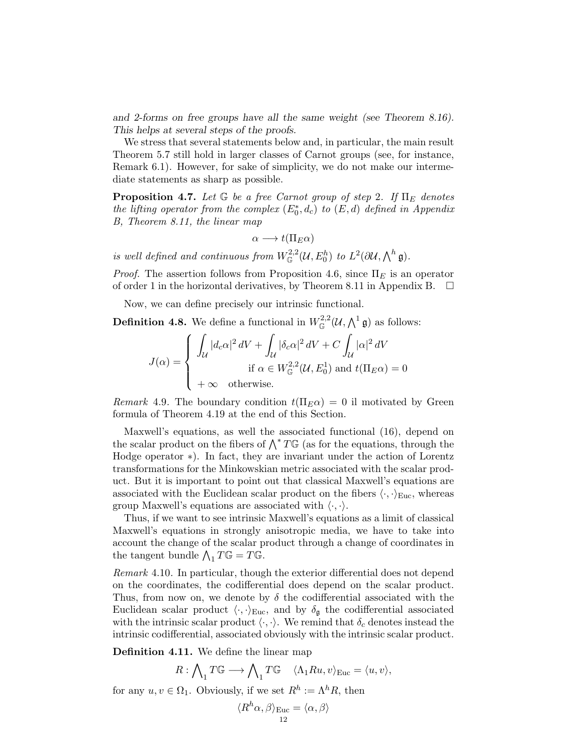*and 2-forms on free groups have all the same weight (see Theorem 8.16). This helps at several steps of the proofs.*

We stress that several statements below and, in particular, the main result Theorem 5.7 still hold in larger classes of Carnot groups (see, for instance, Remark 6.1). However, for sake of simplicity, we do not make our intermediate statements as sharp as possible.

**Proposition 4.7.** *Let $\mathbb{G}$ be a free Carnot group of step 2. If $\Pi_E$ denotes the lifting operator from the complex $(E_0^*, d_c)$ to $(E, d)$ defined in Appendix B, Theorem 8.11, the linear map*

$$\alpha \longrightarrow t(\Pi_E \alpha)$$

*is well defined and continuous from $W^{2,2}_{\mathbb{G}}(\mathcal{U}, E_0^h)$ to $L^2(\partial\mathcal{U}, \bigwedge^h \mathfrak{g})$.*

*Proof.* The assertion follows from Proposition 4.6, since $\Pi_E$ is an operator of order 1 in the horizontal derivatives, by Theorem 8.11 in Appendix B. $\square$

Now, we can define precisely our intrinsic functional.

**Definition 4.8.** We define a functional in $W^{2,2}_{\mathbb{G}}(\mathcal{U}, \bigwedge^1 \mathfrak{g})$ as follows:

$$J(\alpha) = \begin{cases} \displaystyle\int_{\mathcal{U}} |d_c\alpha|^2 \, dV + \int_{\mathcal{U}} |\delta_c \alpha|^2 \, dV + C \int_{\mathcal{U}} |\alpha|^2 \, dV \\ \qquad\qquad\qquad \text{if } \alpha \in W^{2,2}_{\mathbb{G}}(\mathcal{U}, E_0^1) \text{ and } t(\Pi_E\alpha) = 0 \\ +\infty \quad \text{otherwise.} \end{cases}$$

*Remark* 4.9. The boundary condition $t(\Pi_E\alpha) = 0$ il motivated by Green formula of Theorem 4.19 at the end of this Section.

Maxwell's equations, as well the associated functional (16), depend on the scalar product on the fibers of $\bigwedge^* T\mathbb{G}$ (as for the equations, through the Hodge operator $*$). In fact, they are invariant under the action of Lorentz transformations for the Minkowskian metric associated with the scalar product. But it is important to point out that classical Maxwell's equations are associated with the Euclidean scalar product on the fibers $\langle \cdot, \cdot \rangle_{\text{Euc}}$, whereas group Maxwell's equations are associated with $\langle \cdot, \cdot \rangle$.

Thus, if we want to see intrinsic Maxwell's equations as a limit of classical Maxwell's equations in strongly anisotropic media, we have to take into account the change of the scalar product through a change of coordinates in the tangent bundle $\bigwedge_1 T\mathbb{G} = T\mathbb{G}$.

*Remark* 4.10. In particular, though the exterior differential does not depend on the coordinates, the codifferential does depend on the scalar product. Thus, from now on, we denote by $\delta$ the codifferential associated with the Euclidean scalar product $\langle \cdot, \cdot \rangle_{\text{Euc}}$, and by $\delta_{\mathfrak{g}}$ the codifferential associated with the intrinsic scalar product $\langle \cdot, \cdot \rangle$. We remind that $\delta_c$ denotes instead the intrinsic codifferential, associated obviously with the intrinsic scalar product.

**Definition 4.11.** We define the linear map

$$R : \bigwedge\nolimits_1 T\mathbb{G} \longrightarrow \bigwedge\nolimits_1 T\mathbb{G} \quad \langle \Lambda_1 R u, v \rangle_{\text{Euc}} = \langle u, v \rangle,$$

for any $u, v \in \Omega_1$. Obviously, if we set $R^h := \Lambda^h R$, then

$$\langle R^h \alpha, \beta \rangle_{\text{Euc}} = \langle \alpha, \beta \rangle$$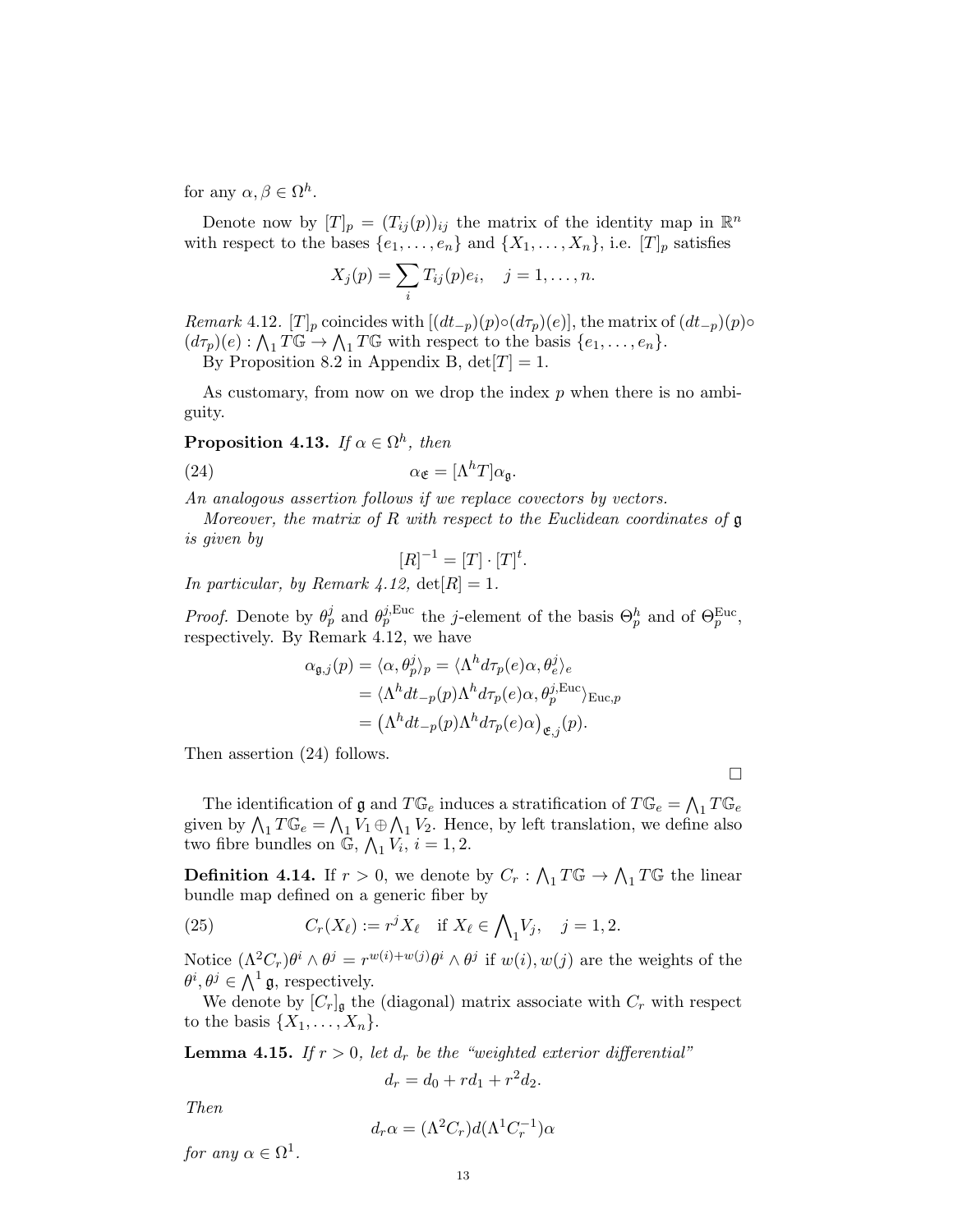for any $\alpha, \beta \in \Omega^h$.

Denote now by $[T]_p = (T_{ij}(p))_{ij}$ the matrix of the identity map in $\mathbb{R}^n$ with respect to the bases $\{e_1, \dots, e_n\}$ and $\{X_1, \dots, X_n\}$, i.e. $[T]_p$ satisfies

$$X_j(p) = \sum_i T_{ij}(p) e_i, \quad j = 1, \dots, n.$$

*Remark* 4.12. $[T]_p$ coincides with $[(dt_{-p})(p) \circ (d\tau_p)(e)]$, the matrix of $(dt_{-p})(p) \circ (d\tau_p)(e) : \bigwedge_1 T\mathbb{G} \to \bigwedge_1 T\mathbb{G}$ with respect to the basis $\{e_1, \dots, e_n\}$.

By Proposition 8.2 in Appendix B, $\det[T] = 1$.

As customary, from now on we drop the index $p$ when there is no ambiguity.

**Proposition 4.13.** *If $\alpha \in \Omega^h$, then*

$$\alpha_{\mathfrak{E}} = [\Lambda^h T] \alpha_{\mathfrak{g}}. \tag{24}$$

*An analogous assertion follows if we replace covectors by vectors.*

*Moreover, the matrix of $R$ with respect to the Euclidean coordinates of $\mathfrak{g}$ is given by*

$$[R]^{-1} = [T] \cdot [T]^t.$$

*In particular, by Remark 4.12, $\det[R] = 1$.*

*Proof.* Denote by $\theta_p^j$ and $\theta_p^{j,\mathrm{Euc}}$ the $j$-element of the basis $\Theta_p^h$ and of $\Theta_p^{\mathrm{Euc}}$, respectively. By Remark 4.12, we have

$$\begin{aligned}
\alpha_{\mathfrak{g},j}(p) = \langle \alpha, \theta_p^j \rangle_p &= \langle \Lambda^h d\tau_p(e) \alpha, \theta_e^j \rangle_e \\
&= \langle \Lambda^h dt_{-p}(p) \Lambda^h d\tau_p(e) \alpha, \theta_p^{j,\mathrm{Euc}} \rangle_{\mathrm{Euc},p} \\
&= \left( \Lambda^h dt_{-p}(p) \Lambda^h d\tau_p(e) \alpha \right)_{\mathfrak{E},j}(p).
\end{aligned}$$

Then assertion (24) follows.

□

The identification of $\mathfrak{g}$ and $T\mathbb{G}_e$ induces a stratification of $T\mathbb{G}_e = \bigwedge_1 T\mathbb{G}_e$ given by $\bigwedge_1 T\mathbb{G}_e = \bigwedge_1 V_1 \oplus \bigwedge_1 V_2$. Hence, by left translation, we define also two fibre bundles on $\mathbb{G}$, $\bigwedge_1 V_i$, $i = 1, 2$.

**Definition 4.14.** If $r > 0$, we denote by $C_r : \bigwedge_1 T\mathbb{G} \to \bigwedge_1 T\mathbb{G}$ the linear bundle map defined on a generic fiber by

$$C_r(X_\ell) := r^j X_\ell \quad \text{if } X_\ell \in \bigwedge\nolimits_1 V_j, \quad j = 1, 2. \tag{25}$$

Notice $(\Lambda^2 C_r) \theta^i \wedge \theta^j = r^{w(i)+w(j)} \theta^i \wedge \theta^j$ if $w(i), w(j)$ are the weights of the $\theta^i, \theta^j \in \bigwedge^1 \mathfrak{g}$, respectively.

We denote by $[C_r]_{\mathfrak{g}}$ the (diagonal) matrix associate with $C_r$ with respect to the basis $\{X_1, \dots, X_n\}$.

**Lemma 4.15.** *If $r > 0$, let $d_r$ be the "weighted exterior differential"*

$$d_r = d_0 + r d_1 + r^2 d_2.$$

*Then*

$$d_r \alpha = (\Lambda^2 C_r) d (\Lambda^1 C_r^{-1}) \alpha$$

*for any $\alpha \in \Omega^1$.*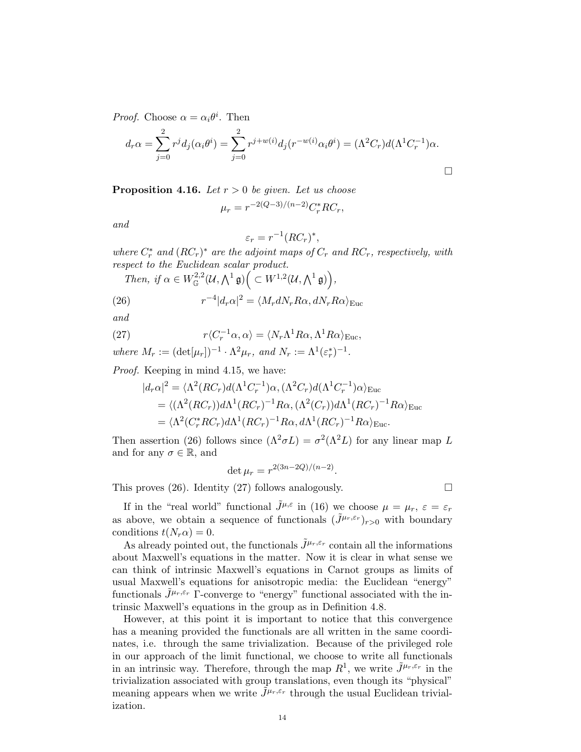*Proof.* Choose $\alpha = \alpha_i \theta^i$. Then

$$d_r \alpha = \sum_{j=0}^{2} r^j d_j(\alpha_i \theta^i) = \sum_{j=0}^{2} r^{j+w(i)} d_j(r^{-w(i)} \alpha_i \theta^i) = (\Lambda^2 C_r) d(\Lambda^1 C_r^{-1})\alpha.$$

□

**Proposition 4.16.** *Let $r > 0$ be given. Let us choose*

$$\mu_r = r^{-2(Q-3)/(n-2)} C_r^* R C_r,$$

*and*

$$\varepsilon_r = r^{-1}(RC_r)^*,$$

*where $C_r^*$ and $(RC_r)^*$ are the adjoint maps of $C_r$ and $RC_r$, respectively, with respect to the Euclidean scalar product.*

*Then, if $\alpha \in W^{2,2}_{\mathbb{G}}(\mathcal{U}, \bigwedge^1 \mathfrak{g}) \Big( \subset W^{1,2}(\mathcal{U}, \bigwedge^1 \mathfrak{g}) \Big)$,*

$$r^{-4}|d_r \alpha|^2 = \langle M_r d N_r R\alpha, d N_r R\alpha \rangle_{\mathrm{Euc}} \tag{26}$$

*and*

$$r \langle C_r^{-1} \alpha, \alpha \rangle = \langle N_r \Lambda^1 R\alpha, \Lambda^1 R\alpha \rangle_{\mathrm{Euc}}, \tag{27}$$

*where $M_r := (\det[\mu_r])^{-1} \cdot \Lambda^2 \mu_r$, and $N_r := \Lambda^1 (\varepsilon_r^*)^{-1}$.*

*Proof.* Keeping in mind 4.15, we have:

$$\begin{aligned}
|d_r \alpha|^2 &= \langle \Lambda^2 (RC_r) d(\Lambda^1 C_r^{-1})\alpha, (\Lambda^2 C_r) d(\Lambda^1 C_r^{-1})\alpha \rangle_{\mathrm{Euc}} \\
&= \langle (\Lambda^2 (RC_r)) d\Lambda^1 (RC_r)^{-1} R\alpha, (\Lambda^2 (C_r)) d\Lambda^1 (RC_r)^{-1} R\alpha \rangle_{\mathrm{Euc}} \\
&= \langle \Lambda^2 (C_r^* RC_r) d\Lambda^1 (RC_r)^{-1} R\alpha, d\Lambda^1 (RC_r)^{-1} R\alpha \rangle_{\mathrm{Euc}}.
\end{aligned}$$

Then assertion (26) follows since $(\Lambda^2 \sigma L) = \sigma^2 (\Lambda^2 L)$ for any linear map $L$ and for any $\sigma \in \mathbb{R}$, and

$$\det \mu_r = r^{2(3n-2Q)/(n-2)}.$$

This proves (26). Identity (27) follows analogously. □

If in the "real world" functional $\tilde{J}^{\mu,\varepsilon}$ in (16) we choose $\mu = \mu_r$, $\varepsilon = \varepsilon_r$ as above, we obtain a sequence of functionals $(\tilde{J}^{\mu_r,\varepsilon_r})_{r>0}$ with boundary conditions $t(N_r \alpha) = 0$.

As already pointed out, the functionals $\tilde{J}^{\mu_r,\varepsilon_r}$ contain all the informations about Maxwell's equations in the matter. Now it is clear in what sense we can think of intrinsic Maxwell's equations in Carnot groups as limits of usual Maxwell's equations for anisotropic media: the Euclidean "energy" functionals $\tilde{J}^{\mu_r,\varepsilon_r}$ $\Gamma$-converge to "energy" functional associated with the intrinsic Maxwell's equations in the group as in Definition 4.8.

However, at this point it is important to notice that this convergence has a meaning provided the functionals are all written in the same coordinates, i.e. through the same trivialization. Because of the privileged role in our approach of the limit functional, we choose to write all functionals in an intrinsic way. Therefore, through the map $R^1$, we write $\tilde{J}^{\mu_r,\varepsilon_r}$ in the trivialization associated with group translations, even though its "physical" meaning appears when we write $\tilde{J}^{\mu_r,\varepsilon_r}$ through the usual Euclidean trivialization.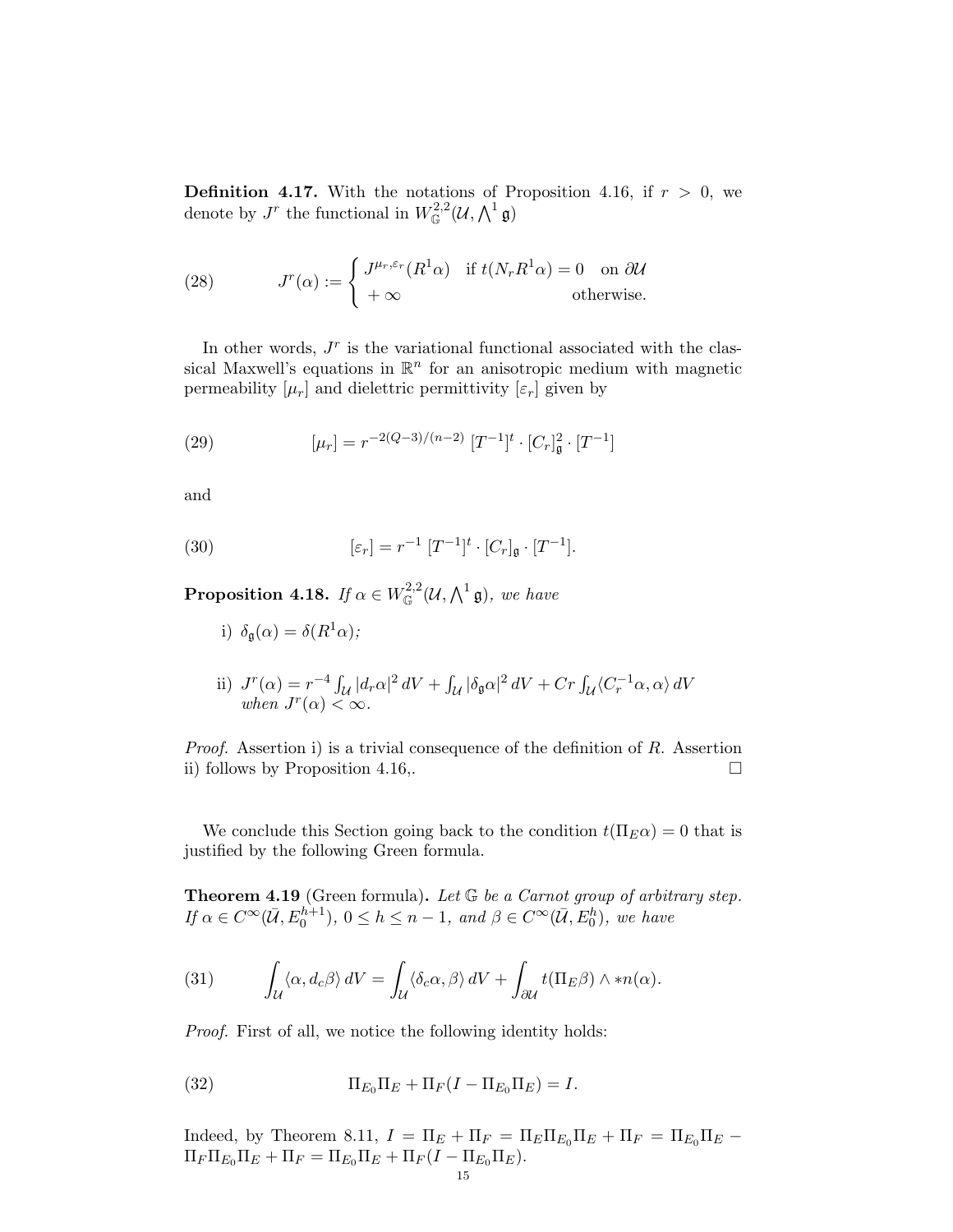**Definition 4.17.** With the notations of Proposition 4.16, if $r > 0$, we denote by $J^r$ the functional in $W^{2,2}_{\mathbb{G}}(\mathcal{U}, \bigwedge^1 \mathfrak{g})$

$$
J^r(\alpha) := \begin{cases} J^{\mu_r,\varepsilon_r}(R^1\alpha) & \text{if } t(N_r R^1\alpha) = 0 \quad \text{on } \partial\mathcal{U} \\ +\infty & \text{otherwise.} \end{cases} \tag{28}
$$

In other words, $J^r$ is the variational functional associated with the classical Maxwell's equations in $\mathbb{R}^n$ for an anisotropic medium with magnetic permeability $[\mu_r]$ and dielettric permittivity $[\varepsilon_r]$ given by

$$
[\mu_r] = r^{-2(Q-3)/(n-2)}\, [T^{-1}]^t \cdot [C_r]^2_{\mathfrak{g}} \cdot [T^{-1}] \tag{29}
$$

and

$$
[\varepsilon_r] = r^{-1}\, [T^{-1}]^t \cdot [C_r]_{\mathfrak{g}} \cdot [T^{-1}]. \tag{30}
$$

**Proposition 4.18.** *If $\alpha \in W^{2,2}_{\mathbb{G}}(\mathcal{U}, \bigwedge^1 \mathfrak{g})$, we have*

i) *$\delta_{\mathfrak{g}}(\alpha) = \delta(R^1\alpha)$;*

ii) *$J^r(\alpha) = r^{-4}\int_{\mathcal{U}} |d_r\alpha|^2\, dV + \int_{\mathcal{U}} |\delta_{\mathfrak{g}}\alpha|^2\, dV + Cr\int_{\mathcal{U}}\langle C_r^{-1}\alpha, \alpha\rangle\, dV$ when $J^r(\alpha) < \infty$.*

*Proof.* Assertion i) is a trivial consequence of the definition of $R$. Assertion ii) follows by Proposition 4.16,. □

We conclude this Section going back to the condition $t(\Pi_E\alpha) = 0$ that is justified by the following Green formula.

**Theorem 4.19** (Green formula)**.** *Let $\mathbb{G}$ be a Carnot group of arbitrary step. If $\alpha \in C^\infty(\bar{\mathcal{U}}, E_0^{h+1})$, $0 \le h \le n-1$, and $\beta \in C^\infty(\bar{\mathcal{U}}, E_0^h)$, we have*

$$
\int_{\mathcal{U}} \langle \alpha, d_c\beta\rangle\, dV = \int_{\mathcal{U}} \langle \delta_c\alpha, \beta\rangle\, dV + \int_{\partial\mathcal{U}} t(\Pi_E\beta) \wedge *n(\alpha). \tag{31}
$$

*Proof.* First of all, we notice the following identity holds:

$$
\Pi_{E_0}\Pi_E + \Pi_F(I - \Pi_{E_0}\Pi_E) = I. \tag{32}
$$

Indeed, by Theorem 8.11, $I = \Pi_E + \Pi_F = \Pi_E\Pi_{E_0}\Pi_E + \Pi_F = \Pi_{E_0}\Pi_E - \Pi_F\Pi_{E_0}\Pi_E + \Pi_F = \Pi_{E_0}\Pi_E + \Pi_F(I - \Pi_{E_0}\Pi_E)$.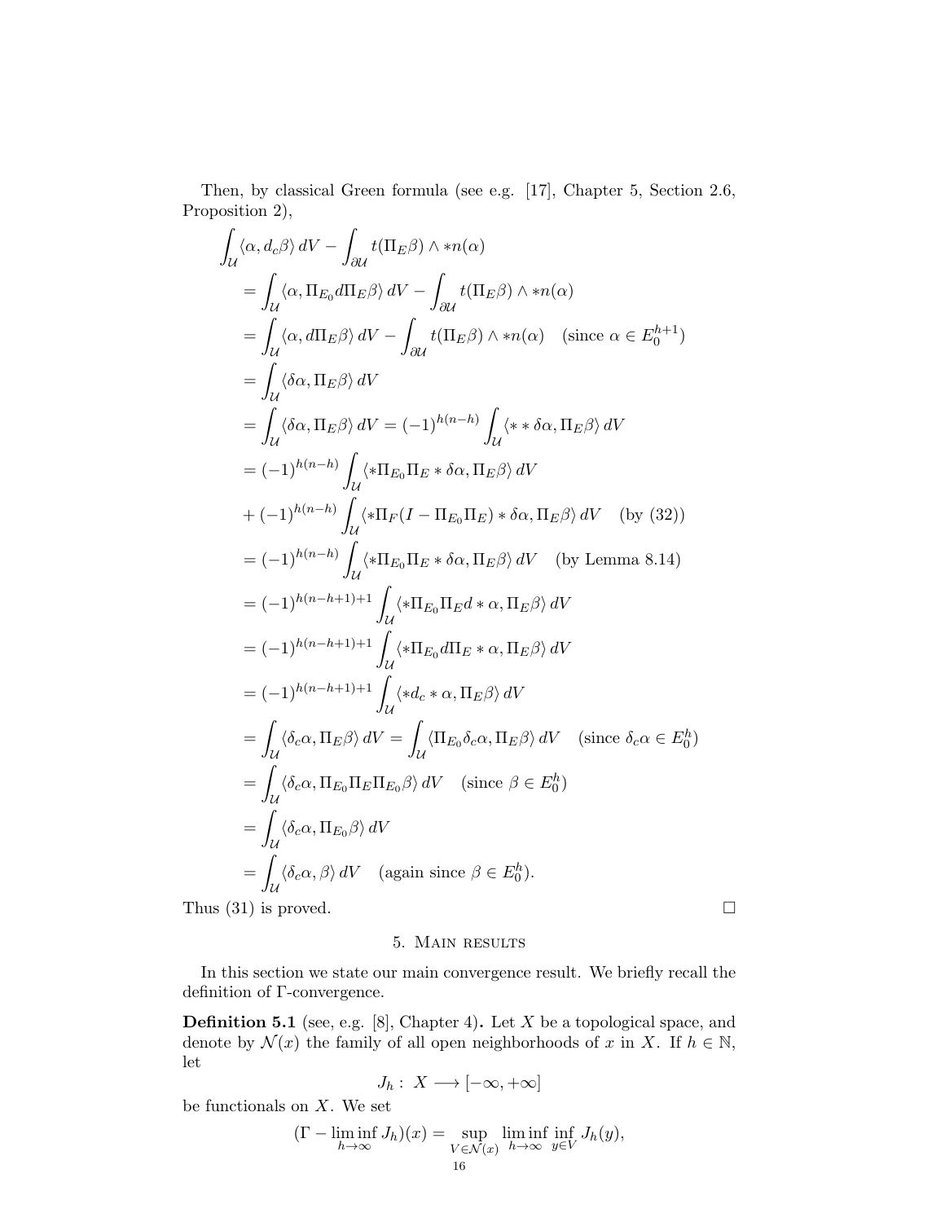Then, by classical Green formula (see e.g. [17], Chapter 5, Section 2.6, Proposition 2),

$$
\begin{aligned}
&\int_{\mathcal{U}} \langle \alpha, d_c\beta\rangle \, dV - \int_{\partial\mathcal{U}} t(\Pi_E\beta) \wedge *n(\alpha) \\
&= \int_{\mathcal{U}} \langle \alpha, \Pi_{E_0} d\Pi_E\beta\rangle \, dV - \int_{\partial\mathcal{U}} t(\Pi_E\beta) \wedge *n(\alpha) \\
&= \int_{\mathcal{U}} \langle \alpha, d\Pi_E\beta\rangle \, dV - \int_{\partial\mathcal{U}} t(\Pi_E\beta) \wedge *n(\alpha) \quad (\text{since } \alpha \in E_0^{h+1}) \\
&= \int_{\mathcal{U}} \langle \delta\alpha, \Pi_E\beta\rangle \, dV \\
&= \int_{\mathcal{U}} \langle \delta\alpha, \Pi_E\beta\rangle \, dV = (-1)^{h(n-h)} \int_{\mathcal{U}} \langle * * \delta\alpha, \Pi_E\beta\rangle \, dV \\
&= (-1)^{h(n-h)} \int_{\mathcal{U}} \langle *\Pi_{E_0}\Pi_E * \delta\alpha, \Pi_E\beta\rangle \, dV \\
&+ (-1)^{h(n-h)} \int_{\mathcal{U}} \langle *\Pi_F(I - \Pi_{E_0}\Pi_E) * \delta\alpha, \Pi_E\beta\rangle \, dV \quad (\text{by (32)}) \\
&= (-1)^{h(n-h)} \int_{\mathcal{U}} \langle *\Pi_{E_0}\Pi_E * \delta\alpha, \Pi_E\beta\rangle \, dV \quad (\text{by Lemma 8.14}) \\
&= (-1)^{h(n-h+1)+1} \int_{\mathcal{U}} \langle *\Pi_{E_0}\Pi_E d * \alpha, \Pi_E\beta\rangle \, dV \\
&= (-1)^{h(n-h+1)+1} \int_{\mathcal{U}} \langle *\Pi_{E_0} d\Pi_E * \alpha, \Pi_E\beta\rangle \, dV \\
&= (-1)^{h(n-h+1)+1} \int_{\mathcal{U}} \langle * d_c * \alpha, \Pi_E\beta\rangle \, dV \\
&= \int_{\mathcal{U}} \langle \delta_c\alpha, \Pi_E\beta\rangle \, dV = \int_{\mathcal{U}} \langle \Pi_{E_0}\delta_c\alpha, \Pi_E\beta\rangle \, dV \quad (\text{since } \delta_c\alpha \in E_0^h) \\
&= \int_{\mathcal{U}} \langle \delta_c\alpha, \Pi_{E_0}\Pi_E\Pi_{E_0}\beta\rangle \, dV \quad (\text{since } \beta \in E_0^h) \\
&= \int_{\mathcal{U}} \langle \delta_c\alpha, \Pi_{E_0}\beta\rangle \, dV \\
&= \int_{\mathcal{U}} \langle \delta_c\alpha, \beta\rangle \, dV \quad (\text{again since } \beta \in E_0^h).
\end{aligned}
$$

Thus (31) is proved. □

## 5. Main results

In this section we state our main convergence result. We briefly recall the definition of Γ-convergence.

**Definition 5.1** (see, e.g. [8], Chapter 4)**.** Let $X$ be a topological space, and denote by $\mathcal{N}(x)$ the family of all open neighborhoods of $x$ in $X$. If $h \in \mathbb{N}$, let

$$
J_h : X \longrightarrow [-\infty, +\infty]
$$

be functionals on $X$. We set

$$
(\Gamma - \liminf_{h\to\infty} J_h)(x) = \sup_{V\in\mathcal{N}(x)} \liminf_{h\to\infty} \inf_{y\in V} J_h(y),
$$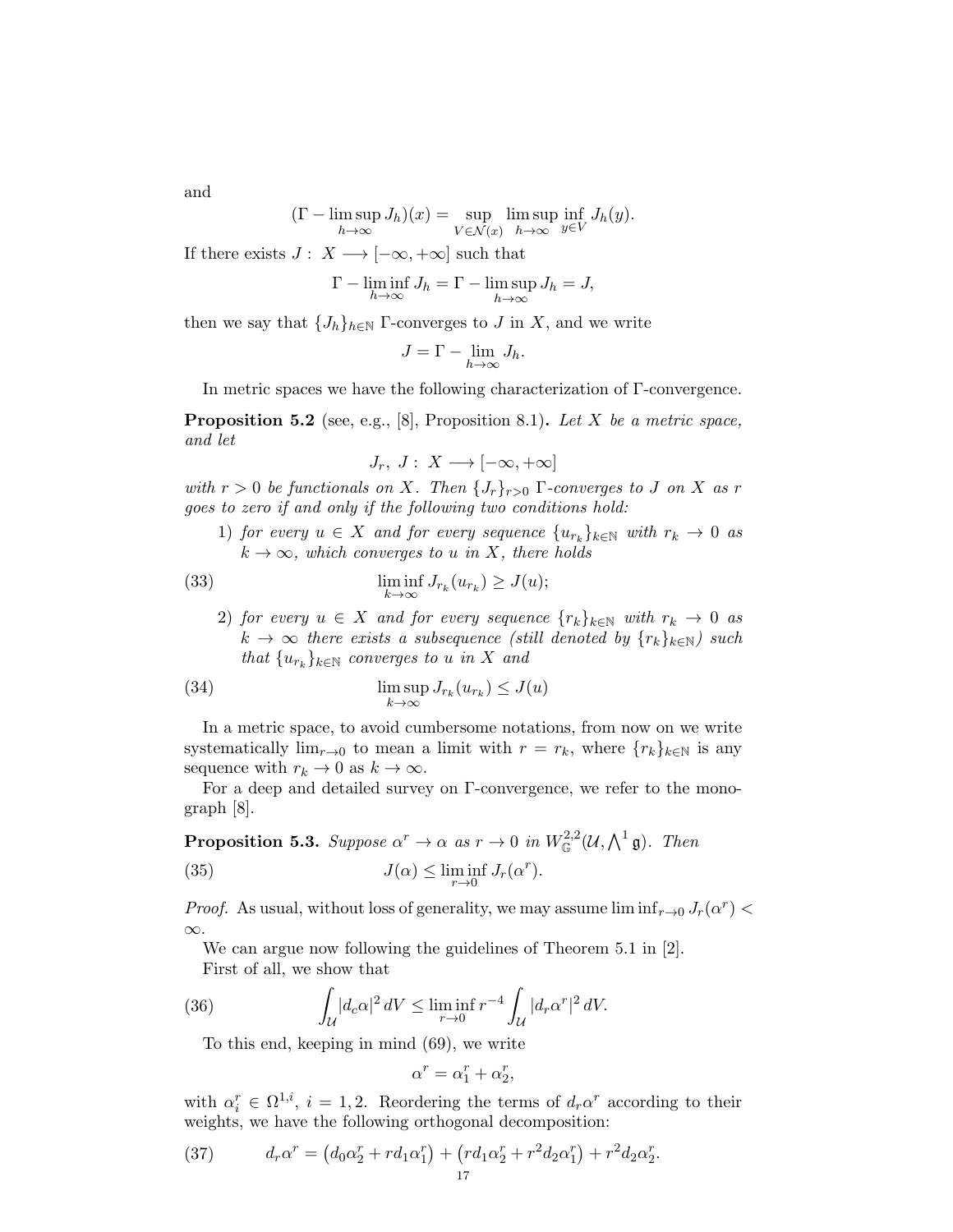and

$$(\Gamma - \limsup_{h\to\infty} J_h)(x) = \sup_{V\in\mathcal{N}(x)} \limsup_{h\to\infty} \inf_{y\in V} J_h(y).$$

If there exists $J:\ X \longrightarrow [-\infty, +\infty]$ such that

$$\Gamma - \liminf_{h\to\infty} J_h = \Gamma - \limsup_{h\to\infty} J_h = J,$$

then we say that $\{J_h\}_{h\in\mathbb{N}}$ $\Gamma$-converges to $J$ in $X$, and we write

$$J = \Gamma - \lim_{h\to\infty} J_h.$$

In metric spaces we have the following characterization of $\Gamma$-convergence.

**Proposition 5.2** (see, e.g., [8], Proposition 8.1)**.** *Let $X$ be a metric space, and let*

$$J_r,\ J:\ X \longrightarrow [-\infty, +\infty]$$

*with $r > 0$ be functionals on $X$. Then $\{J_r\}_{r>0}$ $\Gamma$-converges to $J$ on $X$ as $r$ goes to zero if and only if the following two conditions hold:*

1) *for every $u \in X$ and for every sequence $\{u_{r_k}\}_{k\in\mathbb{N}}$ with $r_k \to 0$ as $k \to \infty$, which converges to $u$ in $X$, there holds*

$$\liminf_{k\to\infty} J_{r_k}(u_{r_k}) \geq J(u); \tag{33}$$

2) *for every $u \in X$ and for every sequence $\{r_k\}_{k\in\mathbb{N}}$ with $r_k \to 0$ as $k \to \infty$ there exists a subsequence (still denoted by $\{r_k\}_{k\in\mathbb{N}}$) such that $\{u_{r_k}\}_{k\in\mathbb{N}}$ converges to $u$ in $X$ and*

$$\limsup_{k\to\infty} J_{r_k}(u_{r_k}) \leq J(u) \tag{34}$$

In a metric space, to avoid cumbersome notations, from now on we write systematically $\lim_{r\to 0}$ to mean a limit with $r = r_k$, where $\{r_k\}_{k\in\mathbb{N}}$ is any sequence with $r_k \to 0$ as $k \to \infty$.

For a deep and detailed survey on $\Gamma$-convergence, we refer to the monograph [8].

**Proposition 5.3.** *Suppose $\alpha^r \to \alpha$ as $r \to 0$ in $W^{2,2}_{\mathbb{G}}(\mathcal{U}, \bigwedge^1 \mathfrak{g})$. Then*

$$J(\alpha) \leq \liminf_{r\to 0} J_r(\alpha^r). \tag{35}$$

*Proof.* As usual, without loss of generality, we may assume $\liminf_{r\to 0} J_r(\alpha^r) < \infty$.

We can argue now following the guidelines of Theorem 5.1 in [2].

First of all, we show that

$$\int_{\mathcal{U}} |d_c\alpha|^2\, dV \leq \liminf_{r\to 0} r^{-4} \int_{\mathcal{U}} |d_r\alpha^r|^2\, dV. \tag{36}$$

To this end, keeping in mind (69), we write

$$\alpha^r = \alpha^r_1 + \alpha^r_2,$$

with $\alpha^r_i \in \Omega^{1,i}$, $i = 1, 2$. Reordering the terms of $d_r\alpha^r$ according to their weights, we have the following orthogonal decomposition:

$$d_r\alpha^r = \left(d_0\alpha^r_2 + r d_1\alpha^r_1\right) + \left(r d_1\alpha^r_2 + r^2 d_2\alpha^r_1\right) + r^2 d_2\alpha^r_2. \tag{37}$$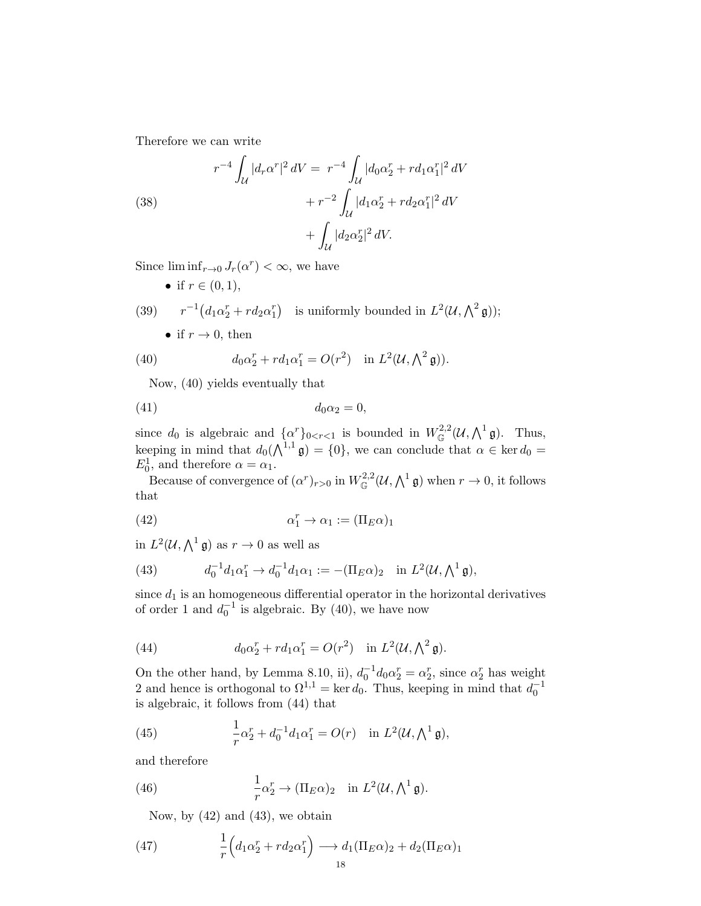Therefore we can write

$$
\begin{aligned}
r^{-4}\int_{\mathcal U}|d_r\alpha^r|^2\,dV = \; & r^{-4}\int_{\mathcal U}|d_0\alpha_2^r + r d_1\alpha_1^r|^2\,dV \\
& + r^{-2}\int_{\mathcal U}|d_1\alpha_2^r + r d_2\alpha_1^r|^2\,dV \\
& + \int_{\mathcal U}|d_2\alpha_2^r|^2\,dV.
\end{aligned}
\tag{38}
$$

Since $\liminf_{r\to 0} J_r(\alpha^r) < \infty$, we have

- if $r\in(0,1)$,

$$
r^{-1}\big(d_1\alpha_2^r + r d_2\alpha_1^r\big) \quad \text{is uniformly bounded in } L^2(\mathcal U, \textstyle\bigwedge^2\mathfrak g)); \tag{39}
$$

- if $r\to 0$, then

$$
d_0\alpha_2^r + r d_1\alpha_1^r = O(r^2) \quad \text{in } L^2(\mathcal U, \textstyle\bigwedge^2\mathfrak g)). \tag{40}
$$

Now, (40) yields eventually that

$$
d_0\alpha_2 = 0, \tag{41}
$$

since $d_0$ is algebraic and $\{\alpha^r\}_{0<r<1}$ is bounded in $W^{2,2}_{\mathbb G}(\mathcal U, \bigwedge^1\mathfrak g)$. Thus, keeping in mind that $d_0(\bigwedge^{1,1}\mathfrak g) = \{0\}$, we can conclude that $\alpha\in\ker d_0 = E_0^1$, and therefore $\alpha = \alpha_1$.

Because of convergence of $(\alpha^r)_{r>0}$ in $W^{2,2}_{\mathbb G}(\mathcal U, \bigwedge^1\mathfrak g)$ when $r\to 0$, it follows that

$$
\alpha_1^r \to \alpha_1 := (\Pi_E\alpha)_1 \tag{42}
$$

in $L^2(\mathcal U, \bigwedge^1\mathfrak g)$ as $r\to 0$ as well as

$$
d_0^{-1}d_1\alpha_1^r \to d_0^{-1}d_1\alpha_1 := -(\Pi_E\alpha)_2 \quad \text{in } L^2(\mathcal U, \textstyle\bigwedge^1\mathfrak g), \tag{43}
$$

since $d_1$ is an homogeneous differential operator in the horizontal derivatives of order 1 and $d_0^{-1}$ is algebraic. By (40), we have now

$$
d_0\alpha_2^r + r d_1\alpha_1^r = O(r^2) \quad \text{in } L^2(\mathcal U, \textstyle\bigwedge^2\mathfrak g). \tag{44}
$$

On the other hand, by Lemma 8.10, ii), $d_0^{-1}d_0\alpha_2^r = \alpha_2^r$, since $\alpha_2^r$ has weight 2 and hence is orthogonal to $\Omega^{1,1} = \ker d_0$. Thus, keeping in mind that $d_0^{-1}$ is algebraic, it follows from (44) that

$$
\frac{1}{r}\alpha_2^r + d_0^{-1}d_1\alpha_1^r = O(r) \quad \text{in } L^2(\mathcal U, \textstyle\bigwedge^1\mathfrak g), \tag{45}
$$

and therefore

$$
\frac{1}{r}\alpha_2^r \to (\Pi_E\alpha)_2 \quad \text{in } L^2(\mathcal U, \textstyle\bigwedge^1\mathfrak g). \tag{46}
$$

Now, by (42) and (43), we obtain

$$
\frac{1}{r}\Big(d_1\alpha_2^r + r d_2\alpha_1^r\Big) \longrightarrow d_1(\Pi_E\alpha)_2 + d_2(\Pi_E\alpha)_1 \tag{47}
$$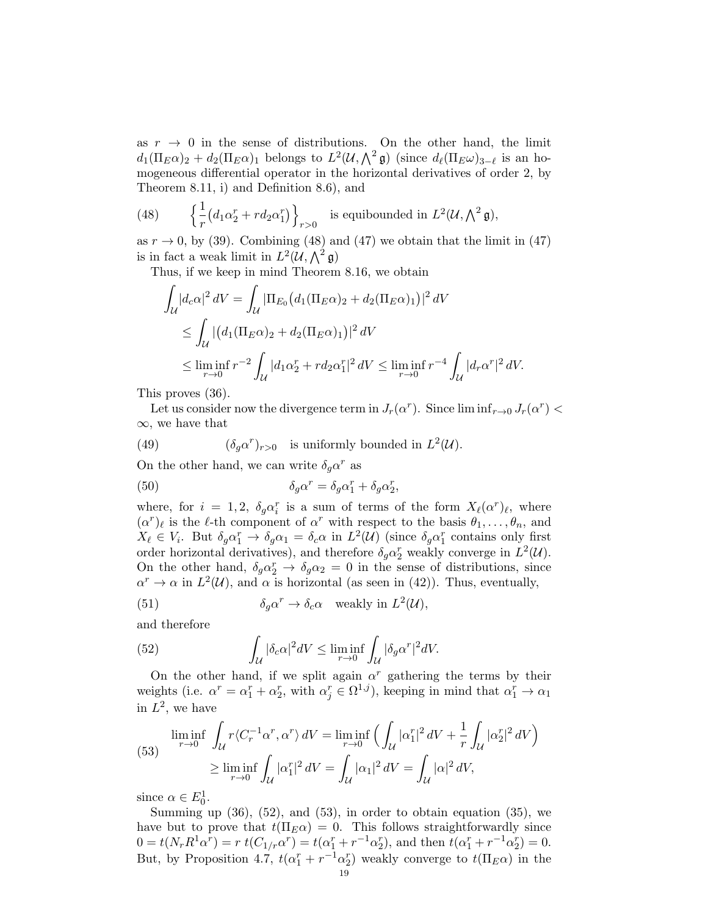as $r \to 0$ in the sense of distributions. On the other hand, the limit $d_1(\Pi_E\alpha)_2 + d_2(\Pi_E\alpha)_1$ belongs to $L^2(\mathcal{U}, \bigwedge^2 \mathfrak{g})$ (since $d_\ell(\Pi_E\omega)_{3-\ell}$ is an homogeneous differential operator in the horizontal derivatives of order 2, by Theorem 8.11, i) and Definition 8.6), and

$$
\left\{\frac{1}{r}\big(d_1\alpha_2^r + r d_2\alpha_1^r\big)\right\}_{r>0} \quad \text{is equibounded in } L^2(\mathcal{U}, \textstyle\bigwedge^2 \mathfrak{g}), \tag{48}
$$

as $r \to 0$, by (39). Combining (48) and (47) we obtain that the limit in (47) is in fact a weak limit in $L^2(\mathcal{U}, \bigwedge^2 \mathfrak{g})$

Thus, if we keep in mind Theorem 8.16, we obtain

$$
\begin{aligned}
\int_{\mathcal{U}} |d_c\alpha|^2\, dV &= \int_{\mathcal{U}} |\Pi_{E_0}\big(d_1(\Pi_E\alpha)_2 + d_2(\Pi_E\alpha)_1\big)|^2\, dV \\
&\le \int_{\mathcal{U}} |\big(d_1(\Pi_E\alpha)_2 + d_2(\Pi_E\alpha)_1\big)|^2\, dV \\
&\le \liminf_{r\to 0} r^{-2} \int_{\mathcal{U}} |d_1\alpha_2^r + r d_2\alpha_1^r|^2\, dV \le \liminf_{r\to 0} r^{-4} \int_{\mathcal{U}} |d_r\alpha^r|^2\, dV.
\end{aligned}
$$

This proves (36).

Let us consider now the divergence term in $J_r(\alpha^r)$. Since $\liminf_{r\to 0} J_r(\alpha^r) < \infty$, we have that

$$
(\delta_g\alpha^r)_{r>0} \quad \text{is uniformly bounded in } L^2(\mathcal{U}). \tag{49}
$$

On the other hand, we can write $\delta_g\alpha^r$ as

$$
\delta_g\alpha^r = \delta_g\alpha_1^r + \delta_g\alpha_2^r, \tag{50}
$$

where, for $i = 1, 2$, $\delta_g\alpha_i^r$ is a sum of terms of the form $X_\ell(\alpha^r)_\ell$, where $(\alpha^r)_\ell$ is the $\ell$-th component of $\alpha^r$ with respect to the basis $\theta_1, \dots, \theta_n$, and $X_\ell \in V_i$. But $\delta_g\alpha_1^r \to \delta_g\alpha_1 = \delta_c\alpha$ in $L^2(\mathcal{U})$ (since $\delta_g\alpha_1^r$ contains only first order horizontal derivatives), and therefore $\delta_g\alpha_2^r$ weakly converge in $L^2(\mathcal{U})$. On the other hand, $\delta_g\alpha_2^r \to \delta_g\alpha_2 = 0$ in the sense of distributions, since $\alpha^r \to \alpha$ in $L^2(\mathcal{U})$, and $\alpha$ is horizontal (as seen in (42)). Thus, eventually,

$$
\delta_g\alpha^r \to \delta_c\alpha \quad \text{weakly in } L^2(\mathcal{U}), \tag{51}
$$

and therefore

$$
\int_{\mathcal{U}} |\delta_c\alpha|^2 dV \le \liminf_{r\to 0} \int_{\mathcal{U}} |\delta_g\alpha^r|^2 dV. \tag{52}
$$

On the other hand, if we split again $\alpha^r$ gathering the terms by their weights (i.e. $\alpha^r = \alpha_1^r + \alpha_2^r$, with $\alpha_j^r \in \Omega^{1,j}$), keeping in mind that $\alpha_1^r \to \alpha_1$ in $L^2$, we have

$$
\begin{aligned}
\liminf_{r\to 0} \int_{\mathcal{U}} r\langle C_r^{-1}\alpha^r, \alpha^r\rangle\, dV &= \liminf_{r\to 0} \Big(\int_{\mathcal{U}} |\alpha_1^r|^2\, dV + \frac{1}{r}\int_{\mathcal{U}} |\alpha_2^r|^2\, dV\Big) \\
&\ge \liminf_{r\to 0} \int_{\mathcal{U}} |\alpha_1^r|^2\, dV = \int_{\mathcal{U}} |\alpha_1|^2\, dV = \int_{\mathcal{U}} |\alpha|^2\, dV,
\end{aligned} \tag{53}
$$

since $\alpha \in E_0^1$.

Summing up (36), (52), and (53), in order to obtain equation (35), we have but to prove that $t(\Pi_E\alpha) = 0$. This follows straightforwardly since $0 = t(N_r R^1\alpha^r) = r\, t(C_{1/r}\alpha^r) = t(\alpha_1^r + r^{-1}\alpha_2^r)$, and then $t(\alpha_1^r + r^{-1}\alpha_2^r) = 0$. But, by Proposition 4.7, $t(\alpha_1^r + r^{-1}\alpha_2^r)$ weakly converge to $t(\Pi_E\alpha)$ in the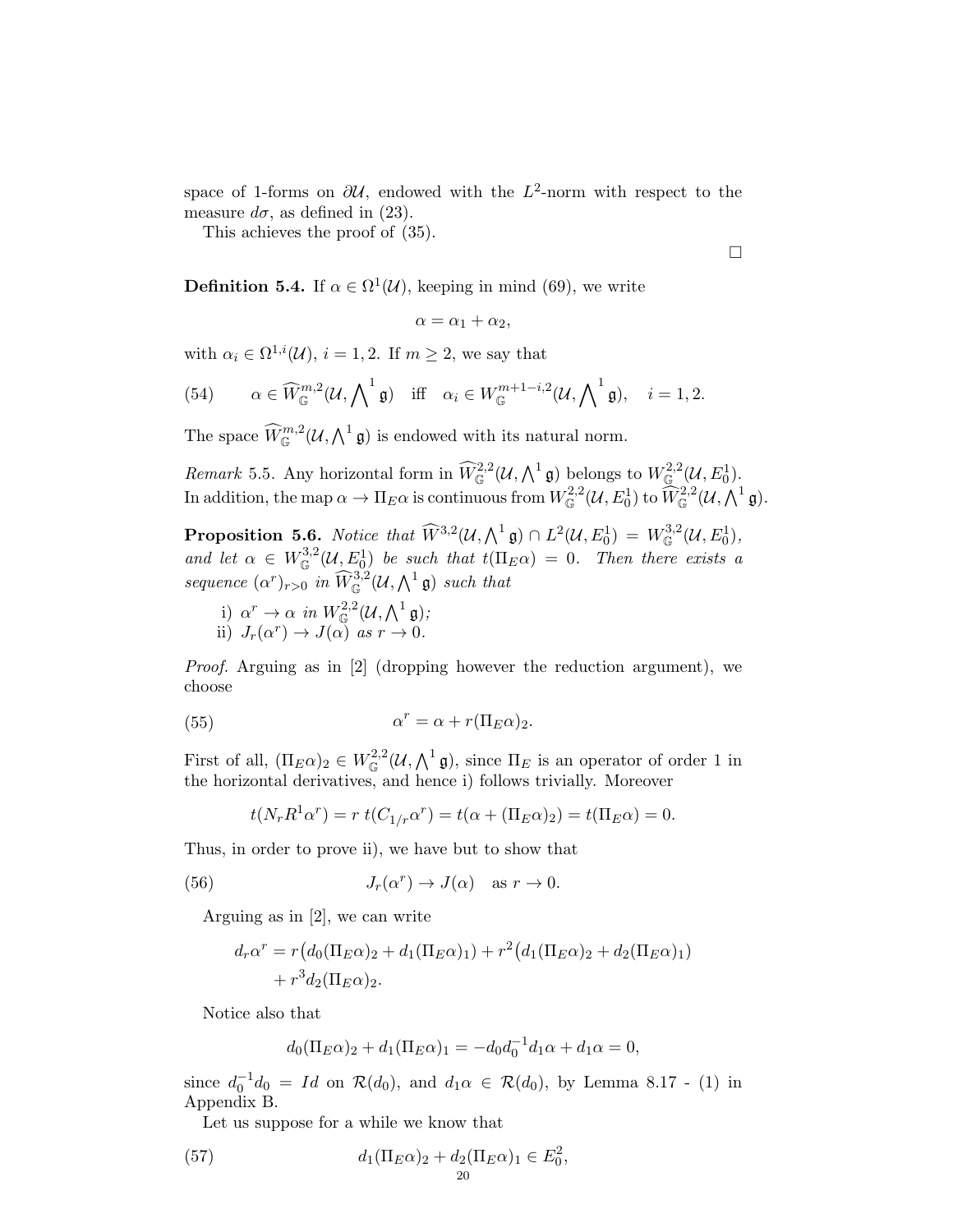space of 1-forms on $\partial\mathcal{U}$, endowed with the $L^2$-norm with respect to the measure $d\sigma$, as defined in (23).

This achieves the proof of (35).

$\square$

**Definition 5.4.** If $\alpha \in \Omega^1(\mathcal{U})$, keeping in mind (69), we write

$$\alpha = \alpha_1 + \alpha_2,$$

with $\alpha_i \in \Omega^{1,i}(\mathcal{U})$, $i = 1, 2$. If $m \geq 2$, we say that

$$\alpha \in \widehat{W}^{m,2}_{\mathbb{G}}(\mathcal{U}, \textstyle\bigwedge^1 \mathfrak{g}) \quad \text{iff} \quad \alpha_i \in W^{m+1-i,2}_{\mathbb{G}}(\mathcal{U}, \textstyle\bigwedge^1 \mathfrak{g}), \quad i = 1, 2. \tag{54}$$

The space $\widehat{W}^{m,2}_{\mathbb{G}}(\mathcal{U}, \bigwedge^1 \mathfrak{g})$ is endowed with its natural norm.

*Remark* 5.5. Any horizontal form in $\widehat{W}^{2,2}_{\mathbb{G}}(\mathcal{U}, \bigwedge^1 \mathfrak{g})$ belongs to $W^{2,2}_{\mathbb{G}}(\mathcal{U}, E_0^1)$. In addition, the map $\alpha \to \Pi_E \alpha$ is continuous from $W^{2,2}_{\mathbb{G}}(\mathcal{U}, E_0^1)$ to $\widehat{W}^{2,2}_{\mathbb{G}}(\mathcal{U}, \bigwedge^1 \mathfrak{g})$.

**Proposition 5.6.** *Notice that $\widehat{W}^{3,2}(\mathcal{U}, \bigwedge^1 \mathfrak{g}) \cap L^2(\mathcal{U}, E_0^1) = W^{3,2}_{\mathbb{G}}(\mathcal{U}, E_0^1)$, and let $\alpha \in W^{3,2}_{\mathbb{G}}(\mathcal{U}, E_0^1)$ be such that $t(\Pi_E \alpha) = 0$. Then there exists a sequence $(\alpha^r)_{r>0}$ in $\widehat{W}^{3,2}_{\mathbb{G}}(\mathcal{U}, \bigwedge^1 \mathfrak{g})$ such that*

- i) *$\alpha^r \to \alpha$ in $W^{2,2}_{\mathbb{G}}(\mathcal{U}, \bigwedge^1 \mathfrak{g})$;*
- ii) *$J_r(\alpha^r) \to J(\alpha)$ as $r \to 0$.*

*Proof.* Arguing as in [2] (dropping however the reduction argument), we choose

$$\alpha^r = \alpha + r(\Pi_E \alpha)_2. \tag{55}$$

First of all, $(\Pi_E \alpha)_2 \in W^{2,2}_{\mathbb{G}}(\mathcal{U}, \bigwedge^1 \mathfrak{g})$, since $\Pi_E$ is an operator of order 1 in the horizontal derivatives, and hence i) follows trivially. Moreover

$$t(N_r R^1 \alpha^r) = r\, t(C_{1/r} \alpha^r) = t(\alpha + (\Pi_E \alpha)_2) = t(\Pi_E \alpha) = 0.$$

Thus, in order to prove ii), we have but to show that

$$J_r(\alpha^r) \to J(\alpha) \quad \text{as } r \to 0. \tag{56}$$

Arguing as in [2], we can write

$$\begin{aligned} d_r \alpha^r &= r\big(d_0(\Pi_E \alpha)_2 + d_1(\Pi_E \alpha)_1\big) + r^2\big(d_1(\Pi_E \alpha)_2 + d_2(\Pi_E \alpha)_1\big) \\ &\quad + r^3 d_2(\Pi_E \alpha)_2. \end{aligned}$$

Notice also that

$$d_0(\Pi_E \alpha)_2 + d_1(\Pi_E \alpha)_1 = -d_0 d_0^{-1} d_1 \alpha + d_1 \alpha = 0,$$

since $d_0^{-1} d_0 = Id$ on $\mathcal{R}(d_0)$, and $d_1 \alpha \in \mathcal{R}(d_0)$, by Lemma 8.17 - (1) in Appendix B.

Let us suppose for a while we know that

$$d_1(\Pi_E \alpha)_2 + d_2(\Pi_E \alpha)_1 \in E_0^2, \tag{57}$$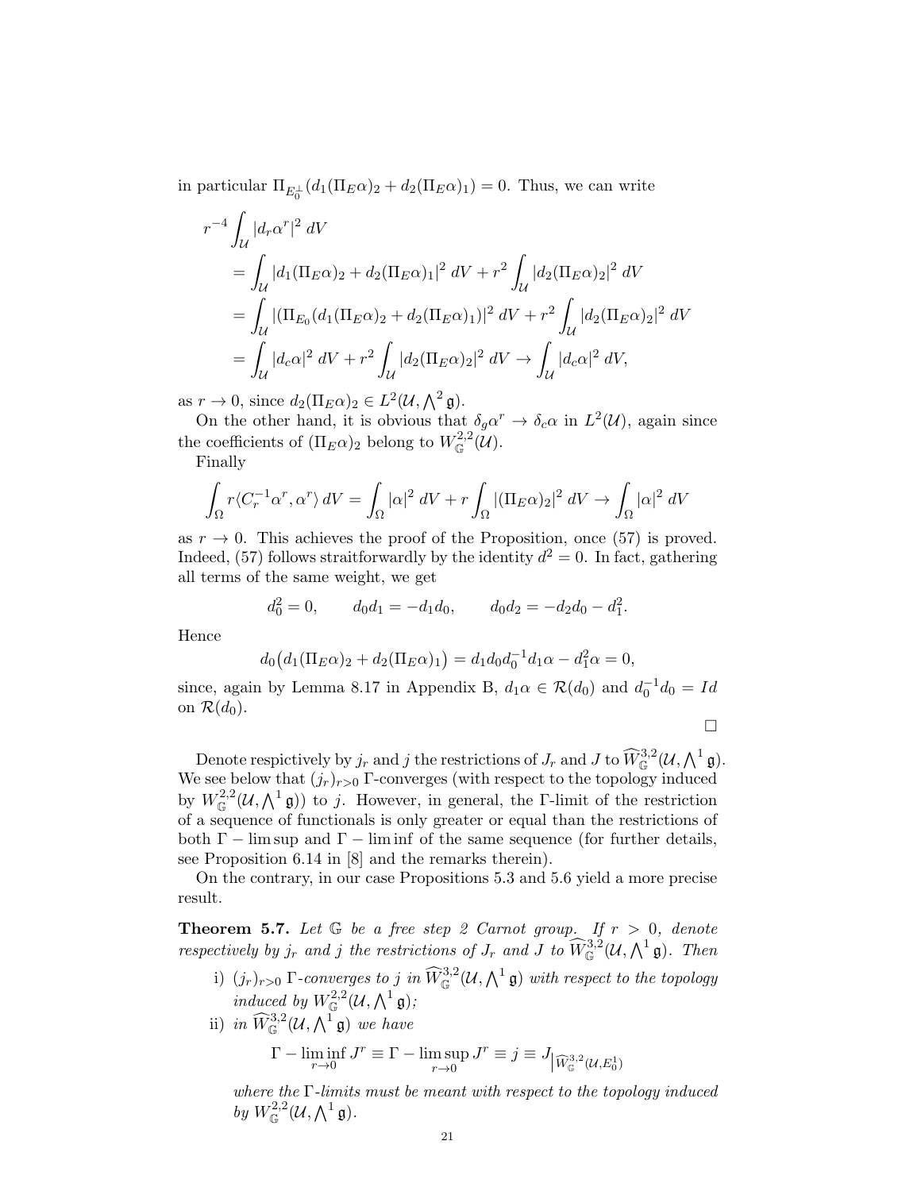in particular $\Pi_{E_0^\perp}(d_1(\Pi_E\alpha)_2 + d_2(\Pi_E\alpha)_1) = 0$. Thus, we can write

$$
\begin{aligned}
r^{-4}\int_{\mathcal U} &|d_r\alpha^r|^2\, dV\\
&= \int_{\mathcal U} |d_1(\Pi_E\alpha)_2 + d_2(\Pi_E\alpha)_1|^2\, dV + r^2\int_{\mathcal U}|d_2(\Pi_E\alpha)_2|^2\, dV\\
&= \int_{\mathcal U} |(\Pi_{E_0}(d_1(\Pi_E\alpha)_2 + d_2(\Pi_E\alpha)_1)|^2\, dV + r^2\int_{\mathcal U}|d_2(\Pi_E\alpha)_2|^2\, dV\\
&= \int_{\mathcal U} |d_c\alpha|^2\, dV + r^2\int_{\mathcal U}|d_2(\Pi_E\alpha)_2|^2\, dV \to \int_{\mathcal U}|d_c\alpha|^2\, dV,
\end{aligned}
$$

as $r\to 0$, since $d_2(\Pi_E\alpha)_2 \in L^2(\mathcal U, \bigwedge^2\mathfrak g)$.

On the other hand, it is obvious that $\delta_g\alpha^r \to \delta_c\alpha$ in $L^2(\mathcal U)$, again since the coefficients of $(\Pi_E\alpha)_2$ belong to $W^{2,2}_{\mathbb G}(\mathcal U)$.

Finally

$$
\int_\Omega r\langle C_r^{-1}\alpha^r, \alpha^r\rangle\, dV = \int_\Omega |\alpha|^2\, dV + r\int_\Omega |(\Pi_E\alpha)_2|^2\, dV \to \int_\Omega |\alpha|^2\, dV
$$

as $r\to 0$. This achieves the proof of the Proposition, once (57) is proved. Indeed, (57) follows straitforwardly by the identity $d^2=0$. In fact, gathering all terms of the same weight, we get

$$
d_0^2 = 0, \qquad d_0d_1 = -d_1d_0, \qquad d_0d_2 = -d_2d_0 - d_1^2.
$$

Hence

$$
d_0\big(d_1(\Pi_E\alpha)_2 + d_2(\Pi_E\alpha)_1\big) = d_1d_0d_0^{-1}d_1\alpha - d_1^2\alpha = 0,
$$

since, again by Lemma 8.17 in Appendix B, $d_1\alpha \in \mathcal R(d_0)$ and $d_0^{-1}d_0 = Id$ on $\mathcal R(d_0)$.

□

Denote respictively by $j_r$ and $j$ the restrictions of $J_r$ and $J$ to $\widehat W^{3,2}_{\mathbb G}(\mathcal U, \bigwedge^1\mathfrak g)$. We see below that $(j_r)_{r>0}$ $\Gamma$-converges (with respect to the topology induced by $W^{2,2}_{\mathbb G}(\mathcal U, \bigwedge^1\mathfrak g)$) to $j$. However, in general, the $\Gamma$-limit of the restriction of a sequence of functionals is only greater or equal than the restrictions of both $\Gamma-\limsup$ and $\Gamma-\liminf$ of the same sequence (for further details, see Proposition 6.14 in [8] and the remarks therein).

On the contrary, in our case Propositions 5.3 and 5.6 yield a more precise result.

**Theorem 5.7.** *Let $\mathbb G$ be a free step 2 Carnot group. If $r>0$, denote respectively by $j_r$ and $j$ the restrictions of $J_r$ and $J$ to $\widehat W^{3,2}_{\mathbb G}(\mathcal U, \bigwedge^1\mathfrak g)$. Then*

i) *$(j_r)_{r>0}$ $\Gamma$-converges to $j$ in $\widehat W^{3,2}_{\mathbb G}(\mathcal U, \bigwedge^1\mathfrak g)$ with respect to the topology induced by $W^{2,2}_{\mathbb G}(\mathcal U, \bigwedge^1\mathfrak g)$;*

ii) *in $\widehat W^{3,2}_{\mathbb G}(\mathcal U, \bigwedge^1\mathfrak g)$ we have*

$$
\Gamma - \liminf_{r\to 0} J^r \equiv \Gamma - \limsup_{r\to 0} J^r \equiv j \equiv J_{\big|\widehat W^{3,2}_{\mathbb G}(\mathcal U, E_0^1)}
$$

*where the $\Gamma$-limits must be meant with respect to the topology induced by $W^{2,2}_{\mathbb G}(\mathcal U, \bigwedge^1\mathfrak g)$.*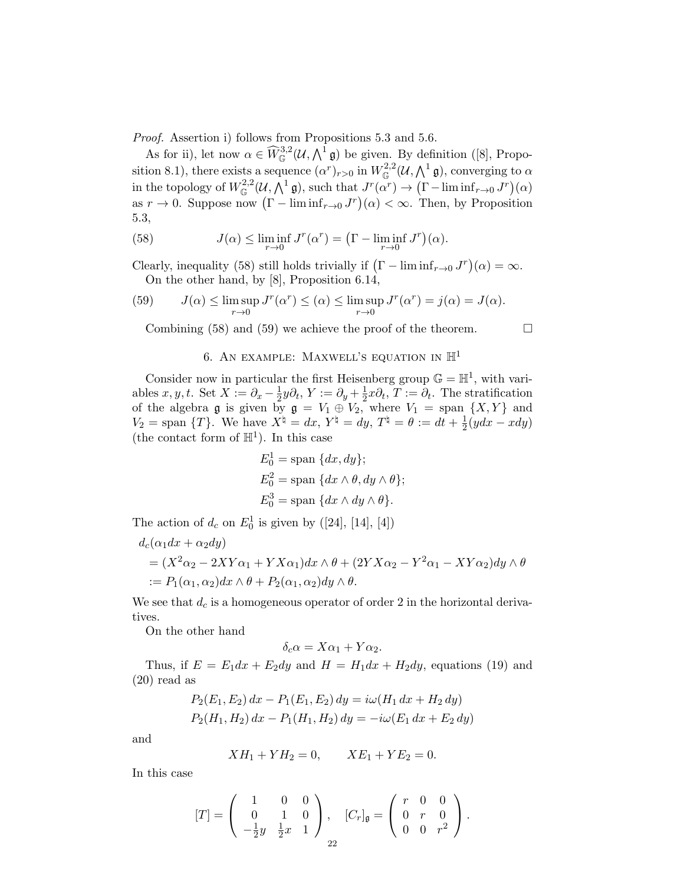*Proof.* Assertion i) follows from Propositions 5.3 and 5.6.

As for ii), let now $\alpha \in \widehat{W}^{3,2}_{\mathbb{G}}(\mathcal{U}, \bigwedge^1 \mathfrak{g})$ be given. By definition ([8], Proposition 8.1), there exists a sequence $(\alpha^r)_{r>0}$ in $W^{2,2}_{\mathbb{G}}(\mathcal{U}, \bigwedge^1 \mathfrak{g})$, converging to $\alpha$ in the topology of $W^{2,2}_{\mathbb{G}}(\mathcal{U}, \bigwedge^1 \mathfrak{g})$, such that $J^r(\alpha^r) \to \big(\Gamma - \liminf_{r\to 0} J^r\big)(\alpha)$ as $r \to 0$. Suppose now $\big(\Gamma - \liminf_{r\to 0} J^r\big)(\alpha) < \infty$. Then, by Proposition 5.3,

$$J(\alpha) \le \liminf_{r\to 0} J^r(\alpha^r) = \big(\Gamma - \liminf_{r\to 0} J^r\big)(\alpha). \tag{58}$$

Clearly, inequality (58) still holds trivially if $\big(\Gamma - \liminf_{r\to 0} J^r\big)(\alpha) = \infty$.

On the other hand, by [8], Proposition 6.14,

$$J(\alpha) \le \limsup_{r\to 0} J^r(\alpha^r) \le (\alpha) \le \limsup_{r\to 0} J^r(\alpha^r) = j(\alpha) = J(\alpha). \tag{59}$$

Combining (58) and (59) we achieve the proof of the theorem. □

## 6. An example: Maxwell's equation in $\mathbb{H}^1$

Consider now in particular the first Heisenberg group $\mathbb{G} = \mathbb{H}^1$, with variables $x, y, t$. Set $X := \partial_x - \frac{1}{2} y \partial_t$, $Y := \partial_y + \frac{1}{2} x \partial_t$, $T := \partial_t$. The stratification of the algebra $\mathfrak{g}$ is given by $\mathfrak{g} = V_1 \oplus V_2$, where $V_1 = \text{span}\,\{X, Y\}$ and $V_2 = \text{span}\,\{T\}$. We have $X^\natural = dx$, $Y^\natural = dy$, $T^\natural = \theta := dt + \frac{1}{2}(ydx - xdy)$ (the contact form of $\mathbb{H}^1$). In this case

$$E_0^1 = \text{span}\,\{dx, dy\};$$
$$E_0^2 = \text{span}\,\{dx \wedge \theta, dy \wedge \theta\};$$
$$E_0^3 = \text{span}\,\{dx \wedge dy \wedge \theta\}.$$

The action of $d_c$ on $E_0^1$ is given by ([24], [14], [4])

$$\begin{aligned}
&d_c(\alpha_1 dx + \alpha_2 dy) \\
&\quad = (X^2\alpha_2 - 2XY\alpha_1 + YX\alpha_1) dx \wedge \theta + (2YX\alpha_2 - Y^2\alpha_1 - XY\alpha_2) dy \wedge \theta \\
&\quad := P_1(\alpha_1, \alpha_2) dx \wedge \theta + P_2(\alpha_1, \alpha_2) dy \wedge \theta.
\end{aligned}$$

We see that $d_c$ is a homogeneous operator of order 2 in the horizontal derivatives.

On the other hand

$$\delta_c \alpha = X\alpha_1 + Y\alpha_2.$$

Thus, if $E = E_1 dx + E_2 dy$ and $H = H_1 dx + H_2 dy$, equations (19) and (20) read as

$$\begin{aligned}
P_2(E_1, E_2)\, dx - P_1(E_1, E_2)\, dy &= i\omega(H_1\, dx + H_2\, dy) \\
P_2(H_1, H_2)\, dx - P_1(H_1, H_2)\, dy &= -i\omega(E_1\, dx + E_2\, dy)
\end{aligned}$$

and

$$XH_1 + YH_2 = 0, \qquad XE_1 + YE_2 = 0.$$

In this case

$$[T] = \begin{pmatrix} 1 & 0 & 0 \\ 0 & 1 & 0 \\ -\frac{1}{2}y & \frac{1}{2}x & 1 \end{pmatrix}, \quad [C_r]_{\mathfrak{g}} = \begin{pmatrix} r & 0 & 0 \\ 0 & r & 0 \\ 0 & 0 & r^2 \end{pmatrix}.$$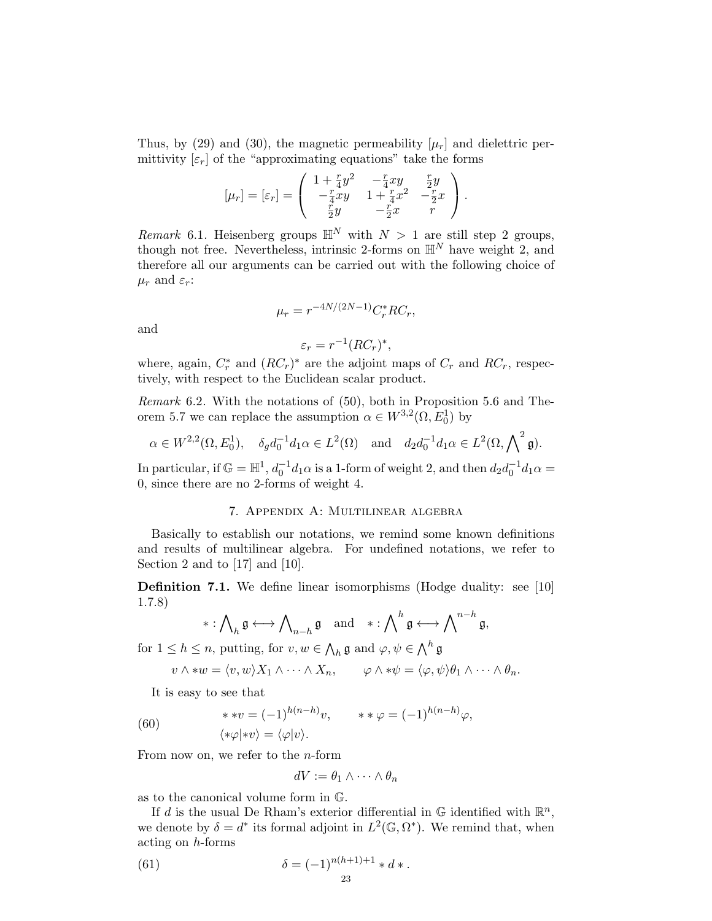Thus, by (29) and (30), the magnetic permeability $[\mu_r]$ and dielettric permittivity $[\varepsilon_r]$ of the "approximating equations" take the forms

$$[\mu_r] = [\varepsilon_r] = \begin{pmatrix} 1 + \frac{r}{4}y^2 & -\frac{r}{4}xy & \frac{r}{2}y \\ -\frac{r}{4}xy & 1 + \frac{r}{4}x^2 & -\frac{r}{2}x \\ \frac{r}{2}y & -\frac{r}{2}x & r \end{pmatrix}.$$

*Remark* 6.1. Heisenberg groups $\mathbb{H}^N$ with $N > 1$ are still step 2 groups, though not free. Nevertheless, intrinsic 2-forms on $\mathbb{H}^N$ have weight 2, and therefore all our arguments can be carried out with the following choice of $\mu_r$ and $\varepsilon_r$:

$$\mu_r = r^{-4N/(2N-1)} C_r^* R C_r,$$

and

$$\varepsilon_r = r^{-1}(RC_r)^*,$$

where, again, $C_r^*$ and $(RC_r)^*$ are the adjoint maps of $C_r$ and $RC_r$, respectively, with respect to the Euclidean scalar product.

*Remark* 6.2. With the notations of (50), both in Proposition 5.6 and Theorem 5.7 we can replace the assumption $\alpha \in W^{3,2}(\Omega, E_0^1)$ by

$$\alpha \in W^{2,2}(\Omega, E_0^1), \quad \delta_g d_0^{-1} d_1 \alpha \in L^2(\Omega) \quad \text{and} \quad d_2 d_0^{-1} d_1 \alpha \in L^2(\Omega, \bigwedge\nolimits^2 \mathfrak{g}).$$

In particular, if $\mathbb{G} = \mathbb{H}^1$, $d_0^{-1} d_1 \alpha$ is a 1-form of weight 2, and then $d_2 d_0^{-1} d_1 \alpha = 0$, since there are no 2-forms of weight 4.

## 7. Appendix A: Multilinear algebra

Basically to establish our notations, we remind some known definitions and results of multilinear algebra. For undefined notations, we refer to Section 2 and to [17] and [10].

**Definition 7.1.** We define linear isomorphisms (Hodge duality: see [10] 1.7.8)

$$* : \bigwedge\nolimits_h \mathfrak{g} \longleftrightarrow \bigwedge\nolimits_{n-h} \mathfrak{g} \quad \text{and} \quad * : \bigwedge\nolimits^h \mathfrak{g} \longleftrightarrow \bigwedge\nolimits^{n-h} \mathfrak{g},$$

for $1 \le h \le n$, putting, for $v, w \in \bigwedge_h \mathfrak{g}$ and $\varphi, \psi \in \bigwedge^h \mathfrak{g}$

$$v \wedge *w = \langle v, w \rangle X_1 \wedge \cdots \wedge X_n, \qquad \varphi \wedge *\psi = \langle \varphi, \psi \rangle \theta_1 \wedge \cdots \wedge \theta_n.$$

It is easy to see that

$$\begin{aligned} * * v &= (-1)^{h(n-h)} v, \qquad * * \varphi = (-1)^{h(n-h)} \varphi, \\ \langle *\varphi | *v \rangle &= \langle \varphi | v \rangle. \end{aligned} \tag{60}$$

From now on, we refer to the $n$-form

$$dV := \theta_1 \wedge \cdots \wedge \theta_n$$

as to the canonical volume form in $\mathbb{G}$.

If $d$ is the usual De Rham's exterior differential in $\mathbb{G}$ identified with $\mathbb{R}^n$, we denote by $\delta = d^*$ its formal adjoint in $L^2(\mathbb{G}, \Omega^*)$. We remind that, when acting on $h$-forms

$$\delta = (-1)^{n(h+1)+1} * d * . \tag{61}$$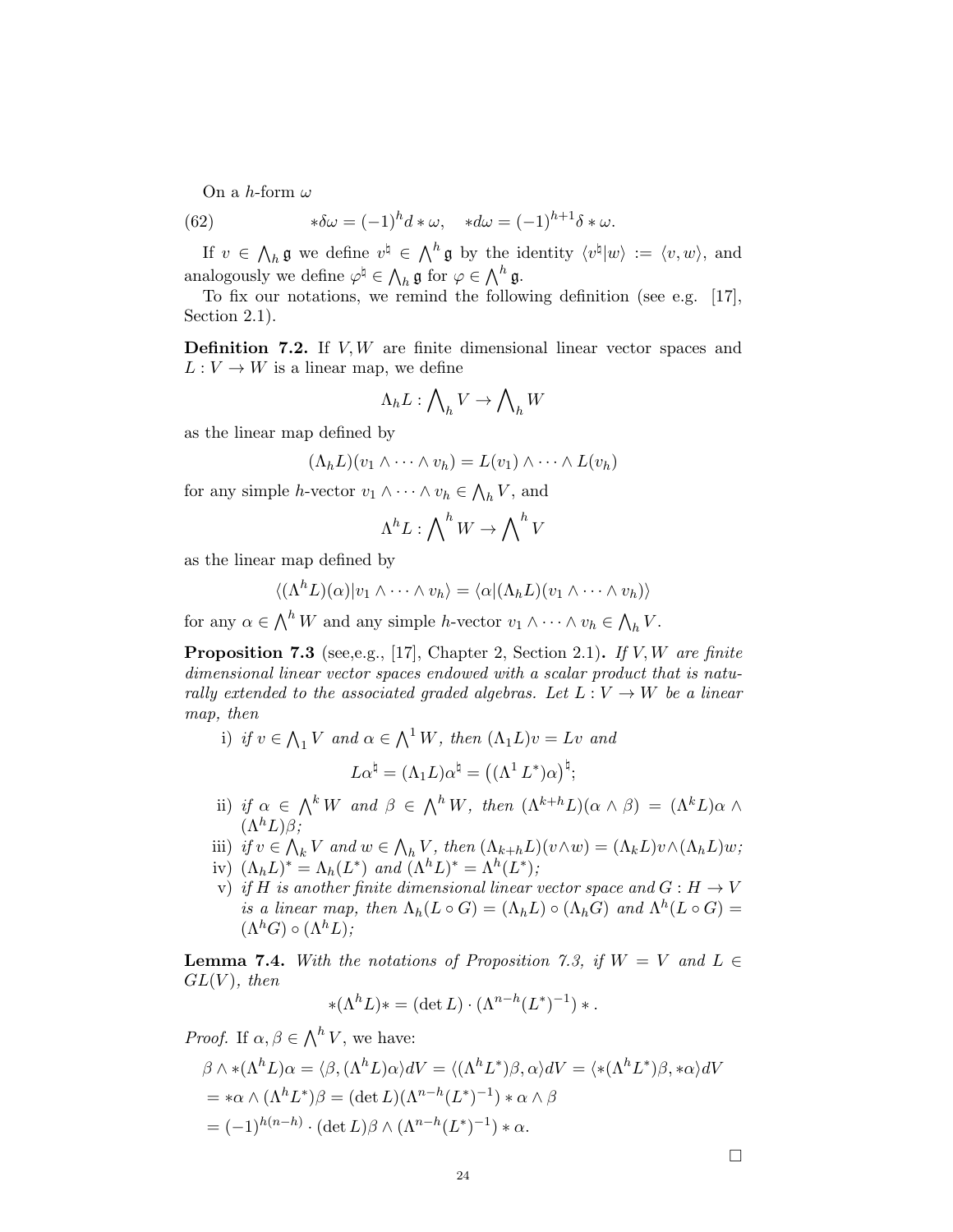On a $h$-form $\omega$

$$
*\delta\omega = (-1)^h d * \omega, \quad *d\omega = (-1)^{h+1}\delta * \omega. \tag{62}
$$

If $v \in \bigwedge_h \mathfrak{g}$ we define $v^\natural \in \bigwedge^h \mathfrak{g}$ by the identity $\langle v^\natural | w\rangle := \langle v, w\rangle$, and analogously we define $\varphi^\natural \in \bigwedge_h \mathfrak{g}$ for $\varphi \in \bigwedge^h \mathfrak{g}$.

To fix our notations, we remind the following definition (see e.g. [17], Section 2.1).

**Definition 7.2.** If $V, W$ are finite dimensional linear vector spaces and $L : V \to W$ is a linear map, we define

$$
\Lambda_h L : \bigwedge\nolimits_h V \to \bigwedge\nolimits_h W
$$

as the linear map defined by

$$
(\Lambda_h L)(v_1 \wedge \cdots \wedge v_h) = L(v_1) \wedge \cdots \wedge L(v_h)
$$

for any simple $h$-vector $v_1 \wedge \cdots \wedge v_h \in \bigwedge_h V$, and

$$
\Lambda^h L : \bigwedge\nolimits^h W \to \bigwedge\nolimits^h V
$$

as the linear map defined by

$$
\langle (\Lambda^h L)(\alpha) | v_1 \wedge \cdots \wedge v_h\rangle = \langle \alpha | (\Lambda_h L)(v_1 \wedge \cdots \wedge v_h)\rangle
$$

for any $\alpha \in \bigwedge^h W$ and any simple $h$-vector $v_1 \wedge \cdots \wedge v_h \in \bigwedge_h V$.

**Proposition 7.3** (see,e.g., [17], Chapter 2, Section 2.1)**.** *If $V, W$ are finite dimensional linear vector spaces endowed with a scalar product that is naturally extended to the associated graded algebras. Let $L : V \to W$ be a linear map, then*

i) *if $v \in \bigwedge_1 V$ and $\alpha \in \bigwedge^1 W$, then $(\Lambda_1 L)v = Lv$ and*
$$
L\alpha^\natural = (\Lambda_1 L)\alpha^\natural = \big((\Lambda^1 L^*)\alpha\big)^\natural;
$$
ii) *if $\alpha \in \bigwedge^k W$ and $\beta \in \bigwedge^h W$, then $(\Lambda^{k+h} L)(\alpha \wedge \beta) = (\Lambda^k L)\alpha \wedge (\Lambda^h L)\beta$;*

iii) *if $v \in \bigwedge_k V$ and $w \in \bigwedge_h V$, then $(\Lambda_{k+h} L)(v \wedge w) = (\Lambda_k L)v \wedge (\Lambda_h L)w$;*

iv) *$(\Lambda_h L)^* = \Lambda_h(L^*)$ and $(\Lambda^h L)^* = \Lambda^h(L^*)$;*

v) *if $H$ is another finite dimensional linear vector space and $G : H \to V$ is a linear map, then $\Lambda_h(L \circ G) = (\Lambda_h L) \circ (\Lambda_h G)$ and $\Lambda^h(L \circ G) = (\Lambda^h G) \circ (\Lambda^h L)$;*

**Lemma 7.4.** *With the notations of Proposition 7.3, if $W = V$ and $L \in GL(V)$, then*

$$
*(\Lambda^h L)* = (\det L) \cdot (\Lambda^{n-h}(L^*)^{-1}) * .
$$

*Proof.* If $\alpha, \beta \in \bigwedge^h V$, we have:

$$
\begin{aligned}
\beta \wedge *(\Lambda^h L)\alpha &= \langle \beta, (\Lambda^h L)\alpha\rangle dV = \langle (\Lambda^h L^*)\beta, \alpha\rangle dV = \langle *(\Lambda^h L^*)\beta, *\alpha\rangle dV \\
&= *\alpha \wedge (\Lambda^h L^*)\beta = (\det L)(\Lambda^{n-h}(L^*)^{-1}) * \alpha \wedge \beta \\
&= (-1)^{h(n-h)} \cdot (\det L)\beta \wedge (\Lambda^{n-h}(L^*)^{-1}) * \alpha.
\end{aligned}
$$

$\square$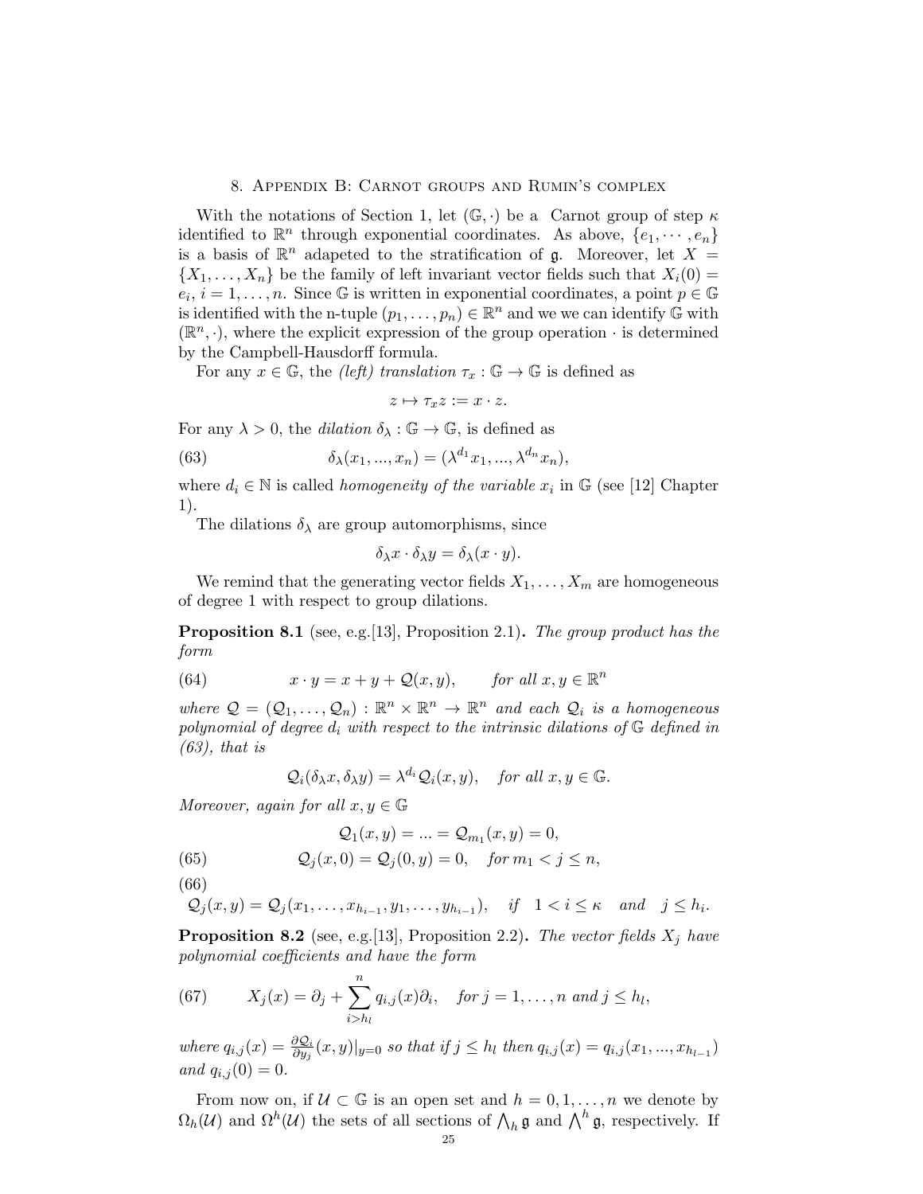## 8. Appendix B: Carnot groups and Rumin's complex

With the notations of Section 1, let $(\mathbb{G}, \cdot)$ be a Carnot group of step $\kappa$ identified to $\mathbb{R}^n$ through exponential coordinates. As above, $\{e_1, \cdots, e_n\}$ is a basis of $\mathbb{R}^n$ adapeted to the stratification of $\mathfrak{g}$. Moreover, let $X = \{X_1, \dots, X_n\}$ be the family of left invariant vector fields such that $X_i(0) = e_i$, $i = 1, \dots, n$. Since $\mathbb{G}$ is written in exponential coordinates, a point $p \in \mathbb{G}$ is identified with the n-tuple $(p_1, \dots, p_n) \in \mathbb{R}^n$ and we we can identify $\mathbb{G}$ with $(\mathbb{R}^n, \cdot)$, where the explicit expression of the group operation $\cdot$ is determined by the Campbell-Hausdorff formula.

For any $x \in \mathbb{G}$, the *(left) translation* $\tau_x : \mathbb{G} \to \mathbb{G}$ is defined as

$$z \mapsto \tau_x z := x \cdot z.$$

For any $\lambda > 0$, the *dilation* $\delta_\lambda : \mathbb{G} \to \mathbb{G}$, is defined as

$$\delta_\lambda(x_1, ..., x_n) = (\lambda^{d_1} x_1, ..., \lambda^{d_n} x_n), \tag{63}$$

where $d_i \in \mathbb{N}$ is called *homogeneity of the variable* $x_i$ in $\mathbb{G}$ (see [12] Chapter 1).

The dilations $\delta_\lambda$ are group automorphisms, since

$$\delta_\lambda x \cdot \delta_\lambda y = \delta_\lambda (x \cdot y).$$

We remind that the generating vector fields $X_1, \dots, X_m$ are homogeneous of degree 1 with respect to group dilations.

**Proposition 8.1** (see, e.g.[13], Proposition 2.1)**.** *The group product has the form*

$$x \cdot y = x + y + \mathcal{Q}(x, y), \qquad \textit{for all } x, y \in \mathbb{R}^n \tag{64}$$

*where $\mathcal{Q} = (\mathcal{Q}_1, \dots, \mathcal{Q}_n) : \mathbb{R}^n \times \mathbb{R}^n \to \mathbb{R}^n$ and each $\mathcal{Q}_i$ is a homogeneous polynomial of degree $d_i$ with respect to the intrinsic dilations of $\mathbb{G}$ defined in (63), that is*

$$\mathcal{Q}_i(\delta_\lambda x, \delta_\lambda y) = \lambda^{d_i} \mathcal{Q}_i(x, y), \quad \textit{for all } x, y \in \mathbb{G}.$$

*Moreover, again for all $x, y \in \mathbb{G}$*

$$\mathcal{Q}_1(x, y) = ... = \mathcal{Q}_{m_1}(x, y) = 0,$$

$$\mathcal{Q}_j(x, 0) = \mathcal{Q}_j(0, y) = 0, \quad \textit{for } m_1 < j \leq n, \tag{65}$$

$$\mathcal{Q}_j(x, y) = \mathcal{Q}_j(x_1, \dots, x_{h_{i-1}}, y_1, \dots, y_{h_{i-1}}), \quad \textit{if} \quad 1 < i \leq \kappa \quad \textit{and} \quad j \leq h_i. \tag{66}$$

**Proposition 8.2** (see, e.g.[13], Proposition 2.2)**.** *The vector fields $X_j$ have polynomial coefficients and have the form*

$$X_j(x) = \partial_j + \sum_{i > h_l}^{n} q_{i,j}(x) \partial_i, \quad \textit{for } j = 1, \dots, n \textit{ and } j \leq h_l, \tag{67}$$

*where $q_{i,j}(x) = \frac{\partial \mathcal{Q}_i}{\partial y_j}(x, y)|_{y=0}$ so that if $j \leq h_l$ then $q_{i,j}(x) = q_{i,j}(x_1, ..., x_{h_{l-1}})$ and $q_{i,j}(0) = 0$.*

From now on, if $\mathcal{U} \subset \mathbb{G}$ is an open set and $h = 0, 1, \dots, n$ we denote by $\Omega_h(\mathcal{U})$ and $\Omega^h(\mathcal{U})$ the sets of all sections of $\bigwedge_h \mathfrak{g}$ and $\bigwedge^h \mathfrak{g}$, respectively. If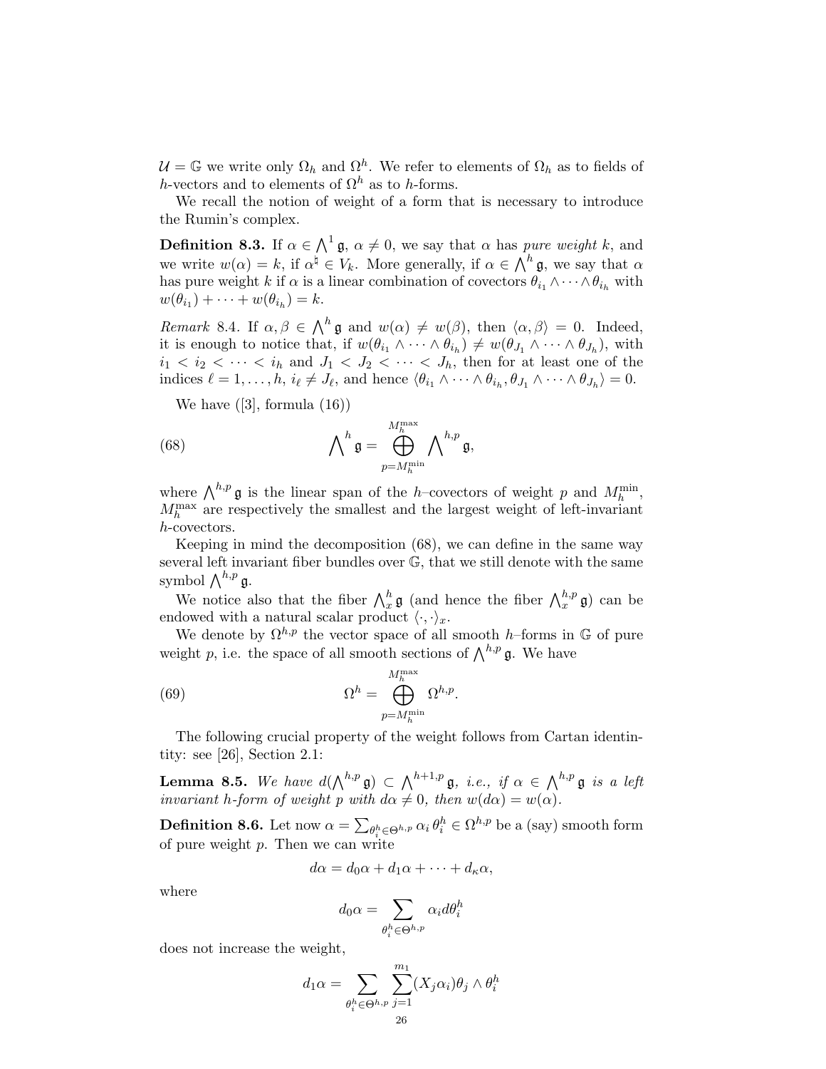$\mathcal{U} = \mathbb{G}$ we write only $\Omega_h$ and $\Omega^h$. We refer to elements of $\Omega_h$ as to fields of $h$-vectors and to elements of $\Omega^h$ as to $h$-forms.

We recall the notion of weight of a form that is necessary to introduce the Rumin's complex.

**Definition 8.3.** If $\alpha \in \bigwedge^1 \mathfrak{g}$, $\alpha \neq 0$, we say that $\alpha$ has *pure weight* $k$, and we write $w(\alpha) = k$, if $\alpha^\natural \in V_k$. More generally, if $\alpha \in \bigwedge^h \mathfrak{g}$, we say that $\alpha$ has pure weight $k$ if $\alpha$ is a linear combination of covectors $\theta_{i_1} \wedge \cdots \wedge \theta_{i_h}$ with $w(\theta_{i_1}) + \cdots + w(\theta_{i_h}) = k$.

*Remark* 8.4. If $\alpha, \beta \in \bigwedge^h \mathfrak{g}$ and $w(\alpha) \neq w(\beta)$, then $\langle \alpha, \beta \rangle = 0$. Indeed, it is enough to notice that, if $w(\theta_{i_1} \wedge \cdots \wedge \theta_{i_h}) \neq w(\theta_{J_1} \wedge \cdots \wedge \theta_{J_h})$, with $i_1 < i_2 < \cdots < i_h$ and $J_1 < J_2 < \cdots < J_h$, then for at least one of the indices $\ell = 1, \dots, h$, $i_\ell \neq J_\ell$, and hence $\langle \theta_{i_1} \wedge \cdots \wedge \theta_{i_h}, \theta_{J_1} \wedge \cdots \wedge \theta_{J_h} \rangle = 0$.

We have ([3], formula (16))

$$\bigwedge\nolimits^h \mathfrak{g} = \bigoplus_{p=M_h^{\min}}^{M_h^{\max}} \bigwedge\nolimits^{h,p} \mathfrak{g}, \tag{68}$$

where $\bigwedge^{h,p} \mathfrak{g}$ is the linear span of the $h$–covectors of weight $p$ and $M_h^{\min}$, $M_h^{\max}$ are respectively the smallest and the largest weight of left-invariant $h$-covectors.

Keeping in mind the decomposition (68), we can define in the same way several left invariant fiber bundles over $\mathbb{G}$, that we still denote with the same symbol $\bigwedge^{h,p} \mathfrak{g}$.

We notice also that the fiber $\bigwedge_x^h \mathfrak{g}$ (and hence the fiber $\bigwedge_x^{h,p} \mathfrak{g}$) can be endowed with a natural scalar product $\langle \cdot, \cdot \rangle_x$.

We denote by $\Omega^{h,p}$ the vector space of all smooth $h$–forms in $\mathbb{G}$ of pure weight $p$, i.e. the space of all smooth sections of $\bigwedge^{h,p} \mathfrak{g}$. We have

$$\Omega^h = \bigoplus_{p=M_h^{\min}}^{M_h^{\max}} \Omega^{h,p}. \tag{69}$$

The following crucial property of the weight follows from Cartan identintity: see [26], Section 2.1:

**Lemma 8.5.** *We have $d(\bigwedge^{h,p} \mathfrak{g}) \subset \bigwedge^{h+1,p} \mathfrak{g}$, i.e., if $\alpha \in \bigwedge^{h,p} \mathfrak{g}$ is a left invariant $h$-form of weight $p$ with $d\alpha \neq 0$, then $w(d\alpha) = w(\alpha)$.*

**Definition 8.6.** Let now $\alpha = \sum_{\theta_i^h \in \Theta^{h,p}} \alpha_i \, \theta_i^h \in \Omega^{h,p}$ be a (say) smooth form of pure weight $p$. Then we can write

$$d\alpha = d_0\alpha + d_1\alpha + \cdots + d_\kappa\alpha,$$

where

$$d_0\alpha = \sum_{\theta_i^h \in \Theta^{h,p}} \alpha_i d\theta_i^h$$

does not increase the weight,

$$d_1\alpha = \sum_{\theta_i^h \in \Theta^{h,p}} \sum_{j=1}^{m_1} (X_j \alpha_i) \theta_j \wedge \theta_i^h$$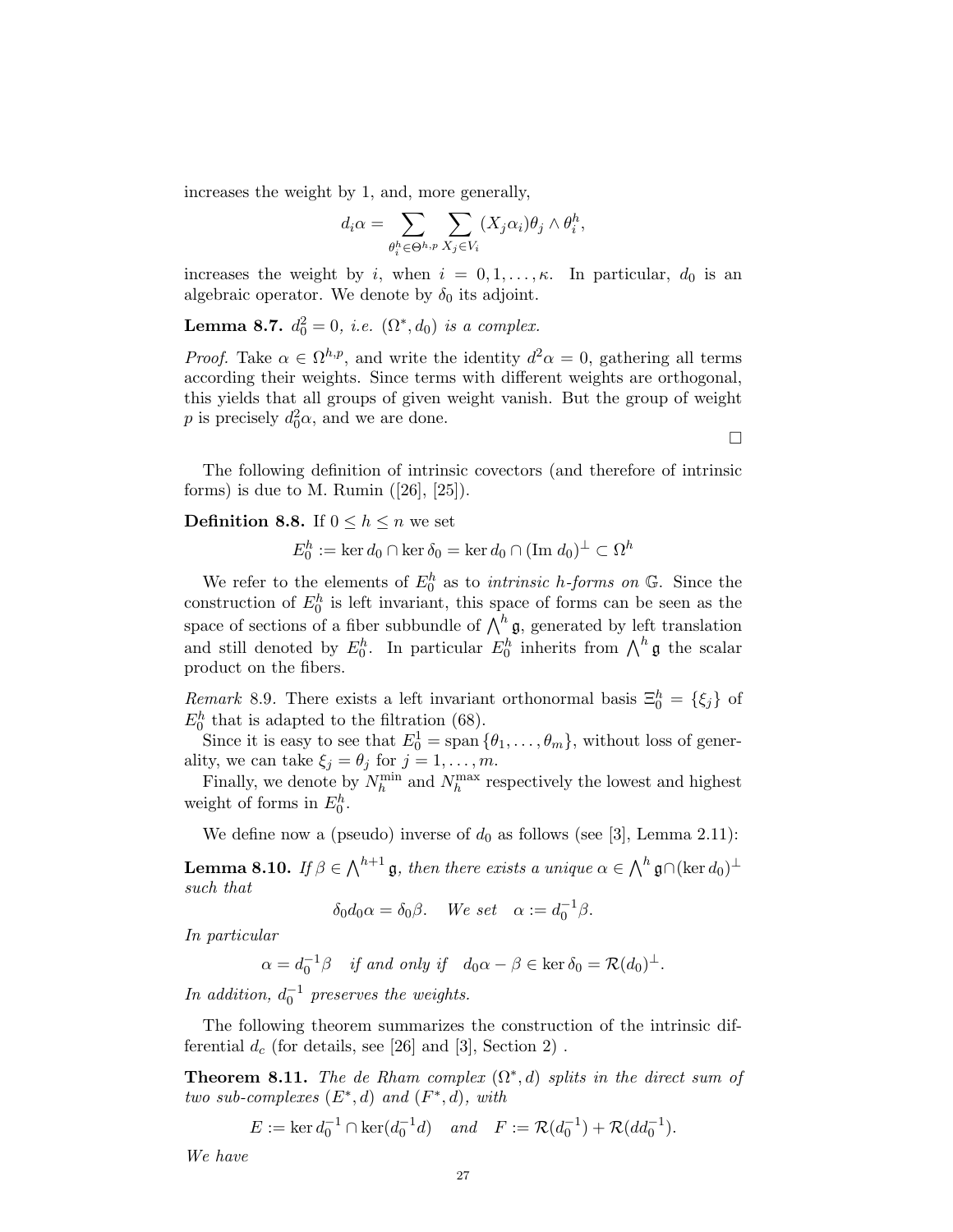increases the weight by 1, and, more generally,

$$d_i\alpha = \sum_{\theta_i^h \in \Theta^{h,p}} \sum_{X_j \in V_i} (X_j \alpha_i)\theta_j \wedge \theta_i^h,$$

increases the weight by $i$, when $i = 0, 1, \dots, \kappa$. In particular, $d_0$ is an algebraic operator. We denote by $\delta_0$ its adjoint.

**Lemma 8.7.** *$d_0^2 = 0$, i.e. $(\Omega^*, d_0)$ is a complex.*

*Proof.* Take $\alpha \in \Omega^{h,p}$, and write the identity $d^2\alpha = 0$, gathering all terms according their weights. Since terms with different weights are orthogonal, this yields that all groups of given weight vanish. But the group of weight $p$ is precisely $d_0^2\alpha$, and we are done.

□

The following definition of intrinsic covectors (and therefore of intrinsic forms) is due to M. Rumin ([26], [25]).

**Definition 8.8.** If $0 \le h \le n$ we set

$$E_0^h := \ker d_0 \cap \ker \delta_0 = \ker d_0 \cap (\mathrm{Im}\ d_0)^\perp \subset \Omega^h$$

We refer to the elements of $E_0^h$ as to *intrinsic $h$-forms on $\mathbb{G}$*. Since the construction of $E_0^h$ is left invariant, this space of forms can be seen as the space of sections of a fiber subbundle of $\bigwedge^h \mathfrak{g}$, generated by left translation and still denoted by $E_0^h$. In particular $E_0^h$ inherits from $\bigwedge^h \mathfrak{g}$ the scalar product on the fibers.

*Remark* 8.9. There exists a left invariant orthonormal basis $\Xi_0^h = \{\xi_j\}$ of $E_0^h$ that is adapted to the filtration (68).

Since it is easy to see that $E_0^1 = \mathrm{span}\,\{\theta_1, \dots, \theta_m\}$, without loss of generality, we can take $\xi_j = \theta_j$ for $j = 1, \dots, m$.

Finally, we denote by $N_h^{\min}$ and $N_h^{\max}$ respectively the lowest and highest weight of forms in $E_0^h$.

We define now a (pseudo) inverse of $d_0$ as follows (see [3], Lemma 2.11):

**Lemma 8.10.** *If $\beta \in \bigwedge^{h+1} \mathfrak{g}$, then there exists a unique $\alpha \in \bigwedge^h \mathfrak{g} \cap (\ker d_0)^\perp$ such that*

$$\delta_0 d_0 \alpha = \delta_0 \beta. \quad \textit{We set} \quad \alpha := d_0^{-1}\beta.$$

*In particular*

$$\alpha = d_0^{-1}\beta \quad \textit{if and only if} \quad d_0\alpha - \beta \in \ker \delta_0 = \mathcal{R}(d_0)^\perp.$$

*In addition, $d_0^{-1}$ preserves the weights.*

The following theorem summarizes the construction of the intrinsic differential $d_c$ (for details, see [26] and [3], Section 2) .

**Theorem 8.11.** *The de Rham complex $(\Omega^*, d)$ splits in the direct sum of two sub-complexes $(E^*, d)$ and $(F^*, d)$, with*

$$E := \ker d_0^{-1} \cap \ker(d_0^{-1} d) \quad \textit{and} \quad F := \mathcal{R}(d_0^{-1}) + \mathcal{R}(d d_0^{-1}).$$

*We have*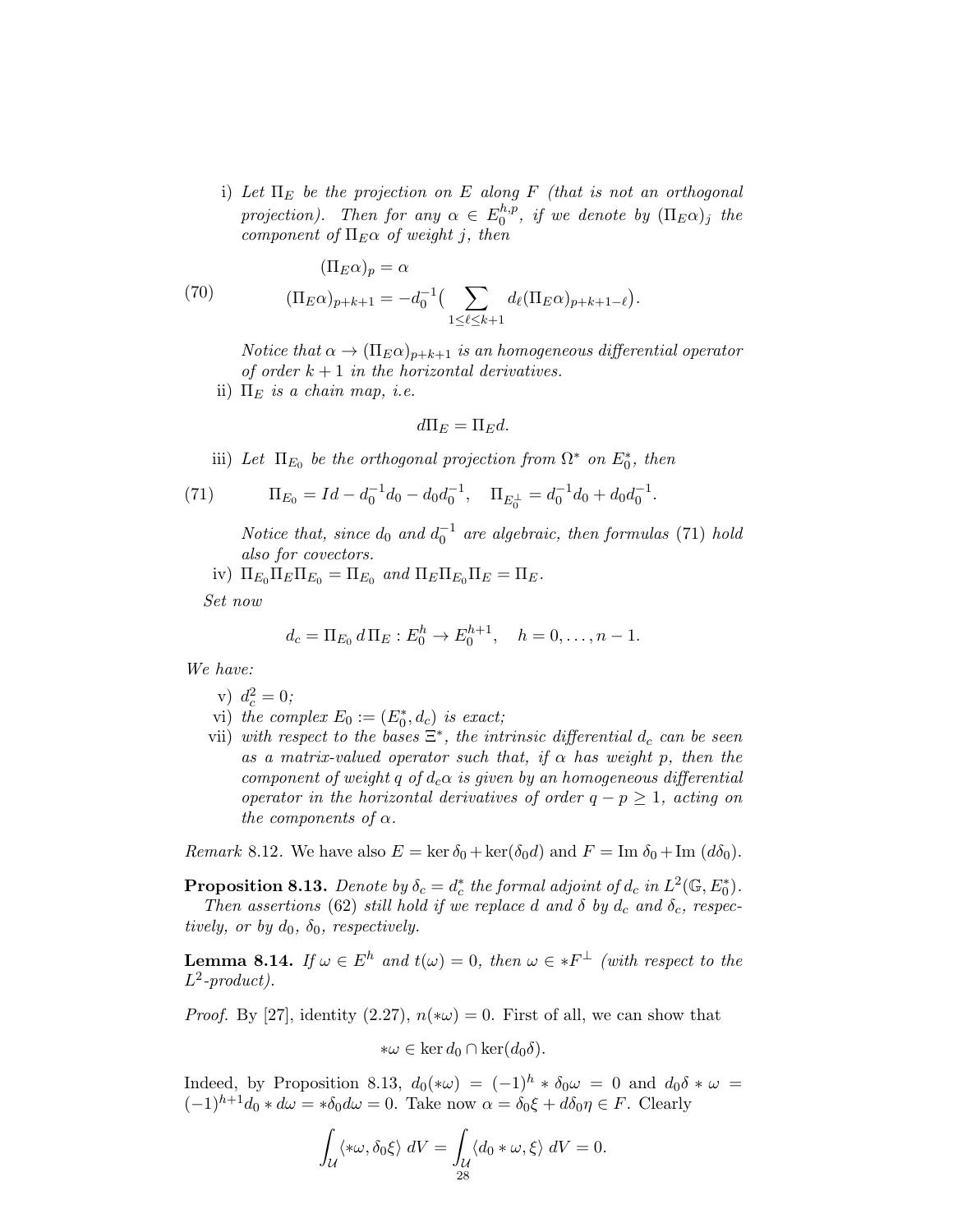i) *Let $\Pi_E$ be the projection on $E$ along $F$ (that is not an orthogonal projection). Then for any $\alpha \in E_0^{h,p}$, if we denote by $(\Pi_E\alpha)_j$ the component of $\Pi_E\alpha$ of weight $j$, then*

$$
\begin{aligned}
&(\Pi_E\alpha)_p = \alpha \\
&(\Pi_E\alpha)_{p+k+1} = -d_0^{-1}\Big(\sum_{1\le \ell\le k+1} d_\ell(\Pi_E\alpha)_{p+k+1-\ell}\Big).
\end{aligned}
\tag{70}
$$

*Notice that $\alpha \to (\Pi_E\alpha)_{p+k+1}$ is an homogeneous differential operator of order $k+1$ in the horizontal derivatives.*

ii) *$\Pi_E$ is a chain map, i.e.*

$$
d\Pi_E = \Pi_E d.
$$

iii) *Let $\Pi_{E_0}$ be the orthogonal projection from $\Omega^*$ on $E_0^*$, then*

$$
\Pi_{E_0} = Id - d_0^{-1}d_0 - d_0 d_0^{-1}, \quad \Pi_{E_0^\perp} = d_0^{-1}d_0 + d_0 d_0^{-1}. \tag{71}
$$

*Notice that, since $d_0$ and $d_0^{-1}$ are algebraic, then formulas (71) hold also for covectors.*

iv) *$\Pi_{E_0}\Pi_E\Pi_{E_0} = \Pi_{E_0}$ and $\Pi_E\Pi_{E_0}\Pi_E = \Pi_E$.*

*Set now*

$$
d_c = \Pi_{E_0}\, d\, \Pi_E : E_0^h \to E_0^{h+1}, \quad h = 0, \dots, n-1.
$$

*We have:*

v) *$d_c^2 = 0$;*

vi) *the complex $E_0 := (E_0^*, d_c)$ is exact;*

vii) *with respect to the bases $\Xi^*$, the intrinsic differential $d_c$ can be seen as a matrix-valued operator such that, if $\alpha$ has weight $p$, then the component of weight $q$ of $d_c\alpha$ is given by an homogeneous differential operator in the horizontal derivatives of order $q-p \ge 1$, acting on the components of $\alpha$.*

*Remark* 8.12. We have also $E = \ker \delta_0 + \ker(\delta_0 d)$ and $F = \mathrm{Im}\ \delta_0 + \mathrm{Im}\ (d\delta_0)$.

**Proposition 8.13.** *Denote by $\delta_c = d_c^*$ the formal adjoint of $d_c$ in $L^2(\mathbb{G}, E_0^*)$. Then assertions (62) still hold if we replace $d$ and $\delta$ by $d_c$ and $\delta_c$, respectively, or by $d_0$, $\delta_0$, respectively.*

**Lemma 8.14.** *If $\omega \in E^h$ and $t(\omega) = 0$, then $\omega \in *F^\perp$ (with respect to the $L^2$-product).*

*Proof.* By [27], identity (2.27), $n(*\omega) = 0$. First of all, we can show that

$$
*\omega \in \ker d_0 \cap \ker(d_0\delta).
$$

Indeed, by Proposition 8.13, $d_0(*\omega) = (-1)^h * \delta_0\omega = 0$ and $d_0\delta * \omega = (-1)^{h+1} d_0 * d\omega = *\delta_0 d\omega = 0$. Take now $\alpha = \delta_0\xi + d\delta_0\eta \in F$. Clearly

$$
\int_{\mathcal{U}} \langle *\omega, \delta_0\xi\rangle \, dV = \int_{\mathcal{U}} \langle d_0 * \omega, \xi\rangle \, dV = 0.
$$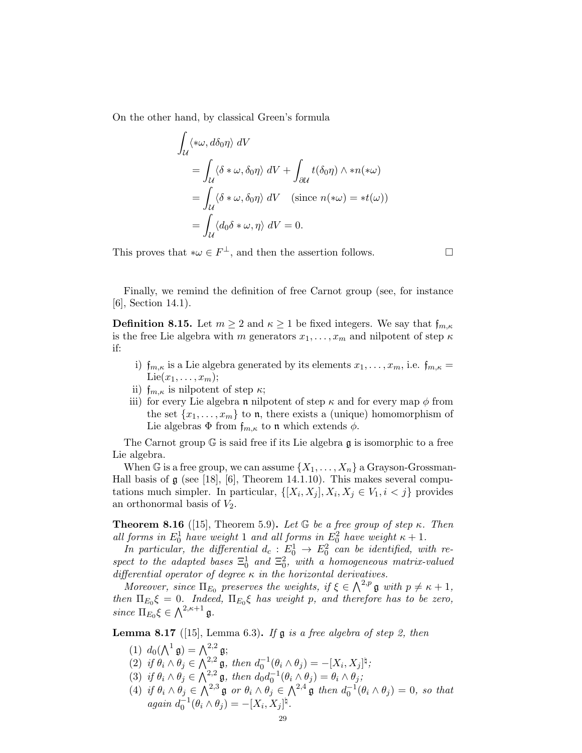On the other hand, by classical Green's formula

$$
\begin{aligned}
&\int_{\mathcal{U}} \langle *\omega, d\delta_0\eta\rangle \, dV \\
&= \int_{\mathcal{U}} \langle \delta * \omega, \delta_0\eta\rangle \, dV + \int_{\partial\mathcal{U}} t(\delta_0\eta)\wedge *n(*\omega) \\
&= \int_{\mathcal{U}} \langle \delta * \omega, \delta_0\eta\rangle \, dV \quad (\text{since } n(*\omega) = *t(\omega)) \\
&= \int_{\mathcal{U}} \langle d_0\delta * \omega, \eta\rangle \, dV = 0.
\end{aligned}
$$

This proves that $*\omega \in F^{\perp}$, and then the assertion follows. □

Finally, we remind the definition of free Carnot group (see, for instance [6], Section 14.1).

**Definition 8.15.** Let $m \geq 2$ and $\kappa \geq 1$ be fixed integers. We say that $\mathfrak{f}_{m,\kappa}$ is the free Lie algebra with $m$ generators $x_1, \dots, x_m$ and nilpotent of step $\kappa$ if:

i) $\mathfrak{f}_{m,\kappa}$ is a Lie algebra generated by its elements $x_1, \dots, x_m$, i.e. $\mathfrak{f}_{m,\kappa} = \mathrm{Lie}(x_1, \dots, x_m)$;
ii) $\mathfrak{f}_{m,\kappa}$ is nilpotent of step $\kappa$;
iii) for every Lie algebra $\mathfrak{n}$ nilpotent of step $\kappa$ and for every map $\phi$ from the set $\{x_1, \dots, x_m\}$ to $\mathfrak{n}$, there exists a (unique) homomorphism of Lie algebras $\Phi$ from $\mathfrak{f}_{m,\kappa}$ to $\mathfrak{n}$ which extends $\phi$.

The Carnot group $\mathbb{G}$ is said free if its Lie algebra $\mathfrak{g}$ is isomorphic to a free Lie algebra.

When $\mathbb{G}$ is a free group, we can assume $\{X_1, \dots, X_n\}$ a Grayson-Grossman-Hall basis of $\mathfrak{g}$ (see [18], [6], Theorem 14.1.10). This makes several computations much simpler. In particular, $\{[X_i, X_j], X_i, X_j \in V_1, i < j\}$ provides an orthonormal basis of $V_2$.

**Theorem 8.16** ([15], Theorem 5.9)**.** *Let $\mathbb{G}$ be a free group of step $\kappa$. Then all forms in $E_0^1$ have weight 1 and all forms in $E_0^2$ have weight $\kappa + 1$.*

*In particular, the differential $d_c : E_0^1 \to E_0^2$ can be identified, with respect to the adapted bases $\Xi_0^1$ and $\Xi_0^2$, with a homogeneous matrix-valued differential operator of degree $\kappa$ in the horizontal derivatives.*

*Moreover, since $\Pi_{E_0}$ preserves the weights, if $\xi \in \bigwedge^{2,p}\mathfrak{g}$ with $p \neq \kappa + 1$, then $\Pi_{E_0}\xi = 0$. Indeed, $\Pi_{E_0}\xi$ has weight $p$, and therefore has to be zero, since $\Pi_{E_0}\xi \in \bigwedge^{2,\kappa+1}\mathfrak{g}$.*

**Lemma 8.17** ([15], Lemma 6.3)**.** *If $\mathfrak{g}$ is a free algebra of step 2, then*

1. *$d_0(\bigwedge^1 \mathfrak{g}) = \bigwedge^{2,2}\mathfrak{g}$;*
2. *if $\theta_i \wedge \theta_j \in \bigwedge^{2,2}\mathfrak{g}$, then $d_0^{-1}(\theta_i \wedge \theta_j) = -[X_i, X_j]^\natural$;*
3. *if $\theta_i \wedge \theta_j \in \bigwedge^{2,2}\mathfrak{g}$, then $d_0 d_0^{-1}(\theta_i \wedge \theta_j) = \theta_i \wedge \theta_j$;*
4. *if $\theta_i \wedge \theta_j \in \bigwedge^{2,3}\mathfrak{g}$ or $\theta_i \wedge \theta_j \in \bigwedge^{2,4}\mathfrak{g}$ then $d_0^{-1}(\theta_i \wedge \theta_j) = 0$, so that again $d_0^{-1}(\theta_i \wedge \theta_j) = -[X_i, X_j]^\natural$.*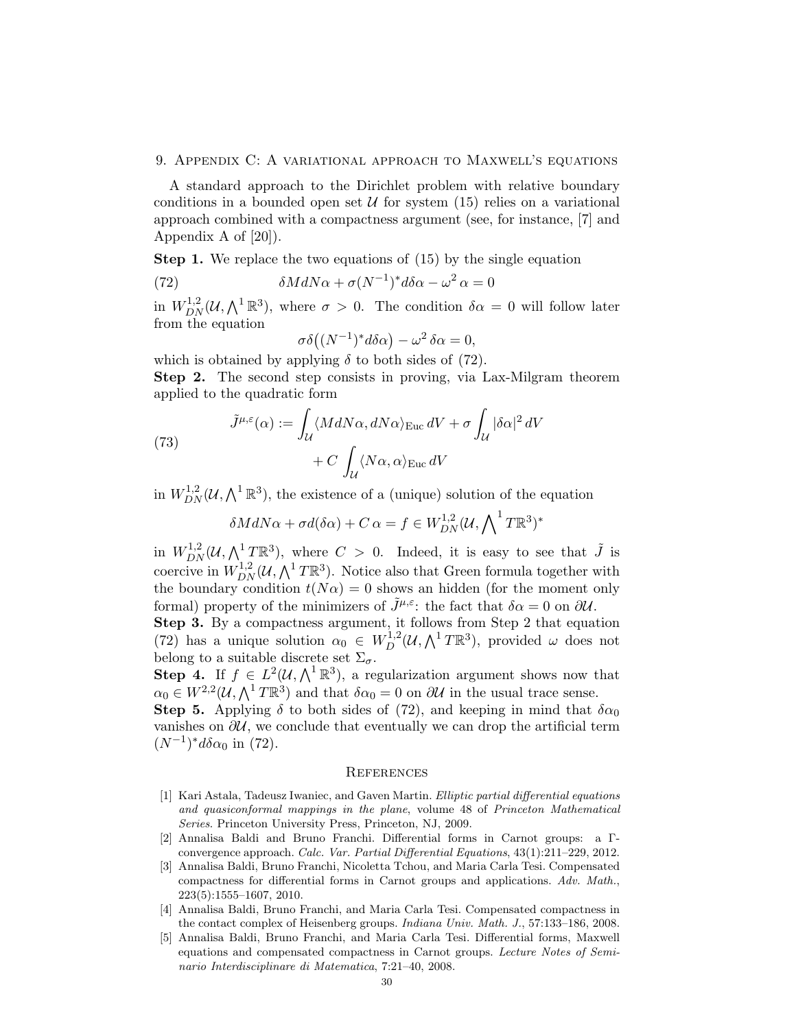## 9. Appendix C: A variational approach to Maxwell's equations

A standard approach to the Dirichlet problem with relative boundary conditions in a bounded open set $\mathcal{U}$ for system (15) relies on a variational approach combined with a compactness argument (see, for instance, [7] and Appendix A of [20]).

**Step 1.** We replace the two equations of (15) by the single equation

$$\delta M d N\alpha + \sigma (N^{-1})^* d\delta\alpha - \omega^2 \alpha = 0 \tag{72}$$

in $W^{1,2}_{DN}(\mathcal{U}, \bigwedge^1 \mathbb{R}^3)$, where $\sigma > 0$. The condition $\delta\alpha = 0$ will follow later from the equation

$$\sigma\delta\big((N^{-1})^* d\delta\alpha\big) - \omega^2 \, \delta\alpha = 0,$$

which is obtained by applying $\delta$ to both sides of (72).

**Step 2.** The second step consists in proving, via Lax-Milgram theorem applied to the quadratic form

$$\begin{aligned}\tilde{J}^{\mu,\varepsilon}(\alpha) := &\int_{\mathcal{U}} \langle M d N\alpha, d N\alpha\rangle_{\text{Euc}}\, dV + \sigma \int_{\mathcal{U}} |\delta\alpha|^2 \, dV \\ &+ C \int_{\mathcal{U}} \langle N\alpha, \alpha\rangle_{\text{Euc}}\, dV\end{aligned} \tag{73}$$

in $W^{1,2}_{DN}(\mathcal{U}, \bigwedge^1 \mathbb{R}^3)$, the existence of a (unique) solution of the equation

$$\delta M d N\alpha + \sigma d(\delta\alpha) + C\, \alpha = f \in W^{1,2}_{DN}(\mathcal{U}, \bigwedge{}^1 T\mathbb{R}^3)^*$$

in $W^{1,2}_{DN}(\mathcal{U}, \bigwedge^1 T\mathbb{R}^3)$, where $C > 0$. Indeed, it is easy to see that $\tilde{J}$ is coercive in $W^{1,2}_{DN}(\mathcal{U}, \bigwedge^1 T\mathbb{R}^3)$. Notice also that Green formula together with the boundary condition $t(N\alpha) = 0$ shows an hidden (for the moment only formal) property of the minimizers of $\tilde{J}^{\mu,\varepsilon}$: the fact that $\delta\alpha = 0$ on $\partial\mathcal{U}$.

**Step 3.** By a compactness argument, it follows from Step 2 that equation (72) has a unique solution $\alpha_0 \in W^{1,2}_{D}(\mathcal{U}, \bigwedge^1 T\mathbb{R}^3)$, provided $\omega$ does not belong to a suitable discrete set $\Sigma_\sigma$.

**Step 4.** If $f \in L^2(\mathcal{U}, \bigwedge^1 \mathbb{R}^3)$, a regularization argument shows now that $\alpha_0 \in W^{2,2}(\mathcal{U}, \bigwedge^1 T\mathbb{R}^3)$ and that $\delta\alpha_0 = 0$ on $\partial\mathcal{U}$ in the usual trace sense.

**Step 5.** Applying $\delta$ to both sides of (72), and keeping in mind that $\delta\alpha_0$ vanishes on $\partial\mathcal{U}$, we conclude that eventually we can drop the artificial term $(N^{-1})^* d\delta\alpha_0$ in (72).

## References

[1] Kari Astala, Tadeusz Iwaniec, and Gaven Martin. *Elliptic partial differential equations and quasiconformal mappings in the plane*, volume 48 of *Princeton Mathematical Series*. Princeton University Press, Princeton, NJ, 2009.

[2] Annalisa Baldi and Bruno Franchi. Differential forms in Carnot groups: a Γ-convergence approach. *Calc. Var. Partial Differential Equations*, 43(1):211–229, 2012.

[3] Annalisa Baldi, Bruno Franchi, Nicoletta Tchou, and Maria Carla Tesi. Compensated compactness for differential forms in Carnot groups and applications. *Adv. Math.*, 223(5):1555–1607, 2010.

[4] Annalisa Baldi, Bruno Franchi, and Maria Carla Tesi. Compensated compactness in the contact complex of Heisenberg groups. *Indiana Univ. Math. J.*, 57:133–186, 2008.

[5] Annalisa Baldi, Bruno Franchi, and Maria Carla Tesi. Differential forms, Maxwell equations and compensated compactness in Carnot groups. *Lecture Notes of Seminario Interdisciplinare di Matematica*, 7:21–40, 2008.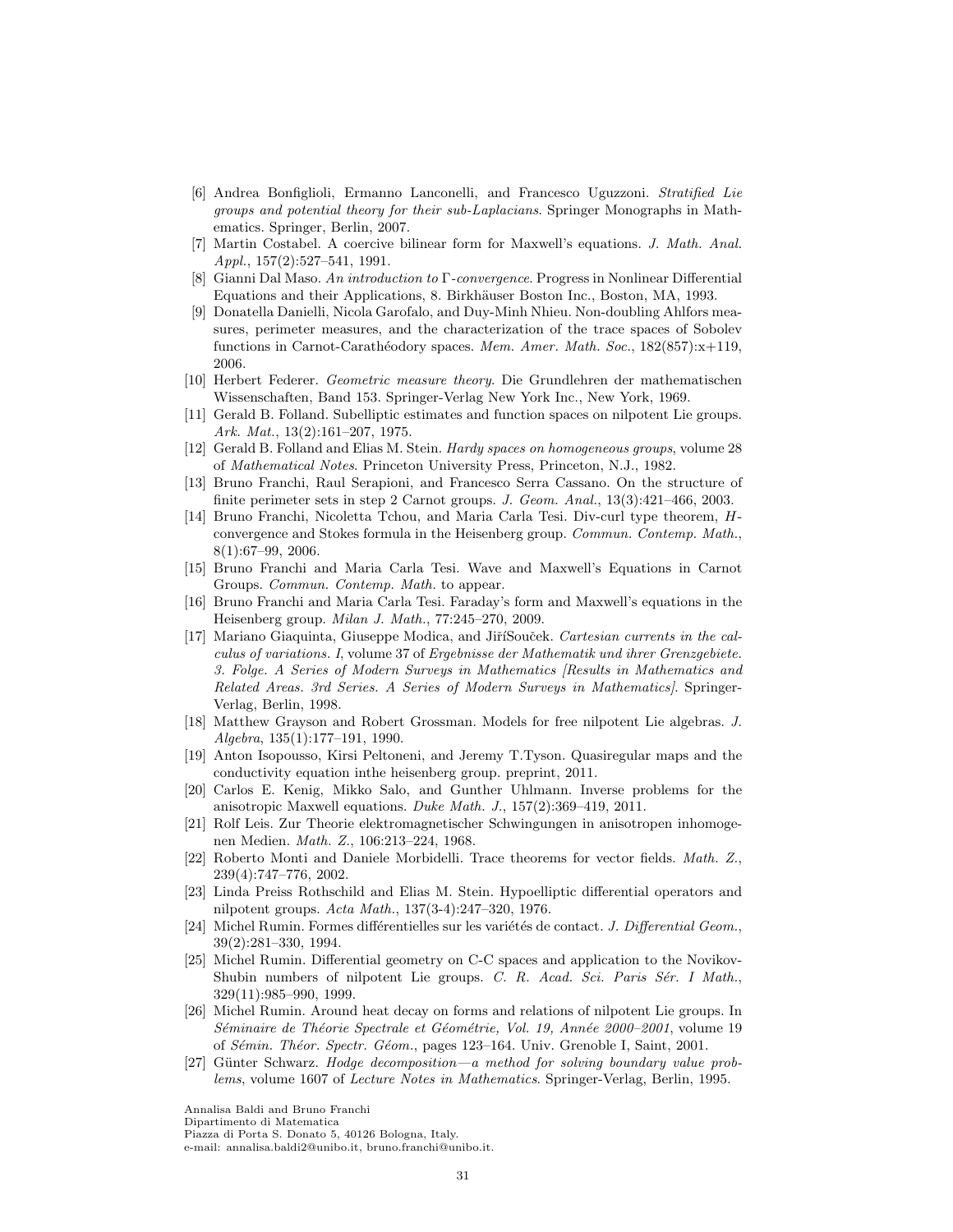[6] Andrea Bonfiglioli, Ermanno Lanconelli, and Francesco Uguzzoni. *Stratified Lie groups and potential theory for their sub-Laplacians*. Springer Monographs in Mathematics. Springer, Berlin, 2007.

[7] Martin Costabel. A coercive bilinear form for Maxwell's equations. *J. Math. Anal. Appl.*, 157(2):527–541, 1991.

[8] Gianni Dal Maso. *An introduction to* $\Gamma$*-convergence*. Progress in Nonlinear Differential Equations and their Applications, 8. Birkhäuser Boston Inc., Boston, MA, 1993.

[9] Donatella Danielli, Nicola Garofalo, and Duy-Minh Nhieu. Non-doubling Ahlfors measures, perimeter measures, and the characterization of the trace spaces of Sobolev functions in Carnot-Carathéodory spaces. *Mem. Amer. Math. Soc.*, 182(857):x+119, 2006.

[10] Herbert Federer. *Geometric measure theory*. Die Grundlehren der mathematischen Wissenschaften, Band 153. Springer-Verlag New York Inc., New York, 1969.

[11] Gerald B. Folland. Subelliptic estimates and function spaces on nilpotent Lie groups. *Ark. Mat.*, 13(2):161–207, 1975.

[12] Gerald B. Folland and Elias M. Stein. *Hardy spaces on homogeneous groups*, volume 28 of *Mathematical Notes*. Princeton University Press, Princeton, N.J., 1982.

[13] Bruno Franchi, Raul Serapioni, and Francesco Serra Cassano. On the structure of finite perimeter sets in step 2 Carnot groups. *J. Geom. Anal.*, 13(3):421–466, 2003.

[14] Bruno Franchi, Nicoletta Tchou, and Maria Carla Tesi. Div-curl type theorem, $H$-convergence and Stokes formula in the Heisenberg group. *Commun. Contemp. Math.*, 8(1):67–99, 2006.

[15] Bruno Franchi and Maria Carla Tesi. Wave and Maxwell's Equations in Carnot Groups. *Commun. Contemp. Math.* to appear.

[16] Bruno Franchi and Maria Carla Tesi. Faraday's form and Maxwell's equations in the Heisenberg group. *Milan J. Math.*, 77:245–270, 2009.

[17] Mariano Giaquinta, Giuseppe Modica, and JiříSouček. *Cartesian currents in the calculus of variations. I*, volume 37 of *Ergebnisse der Mathematik und ihrer Grenzgebiete. 3. Folge. A Series of Modern Surveys in Mathematics [Results in Mathematics and Related Areas. 3rd Series. A Series of Modern Surveys in Mathematics]*. Springer-Verlag, Berlin, 1998.

[18] Matthew Grayson and Robert Grossman. Models for free nilpotent Lie algebras. *J. Algebra*, 135(1):177–191, 1990.

[19] Anton Isopousso, Kirsi Peltoneni, and Jeremy T.Tyson. Quasiregular maps and the conductivity equation inthe heisenberg group. preprint, 2011.

[20] Carlos E. Kenig, Mikko Salo, and Gunther Uhlmann. Inverse problems for the anisotropic Maxwell equations. *Duke Math. J.*, 157(2):369–419, 2011.

[21] Rolf Leis. Zur Theorie elektromagnetischer Schwingungen in anisotropen inhomogenen Medien. *Math. Z.*, 106:213–224, 1968.

[22] Roberto Monti and Daniele Morbidelli. Trace theorems for vector fields. *Math. Z.*, 239(4):747–776, 2002.

[23] Linda Preiss Rothschild and Elias M. Stein. Hypoelliptic differential operators and nilpotent groups. *Acta Math.*, 137(3-4):247–320, 1976.

[24] Michel Rumin. Formes différentielles sur les variétés de contact. *J. Differential Geom.*, 39(2):281–330, 1994.

[25] Michel Rumin. Differential geometry on C-C spaces and application to the Novikov-Shubin numbers of nilpotent Lie groups. *C. R. Acad. Sci. Paris Sér. I Math.*, 329(11):985–990, 1999.

[26] Michel Rumin. Around heat decay on forms and relations of nilpotent Lie groups. In *Séminaire de Théorie Spectrale et Géométrie, Vol. 19, Année 2000–2001*, volume 19 of *Sémin. Théor. Spectr. Géom.*, pages 123–164. Univ. Grenoble I, Saint, 2001.

[27] Günter Schwarz. *Hodge decomposition—a method for solving boundary value problems*, volume 1607 of *Lecture Notes in Mathematics*. Springer-Verlag, Berlin, 1995.

Annalisa Baldi and Bruno Franchi
Dipartimento di Matematica
Piazza di Porta S. Donato 5, 40126 Bologna, Italy.
e-mail: annalisa.baldi2@unibo.it, bruno.franchi@unibo.it.